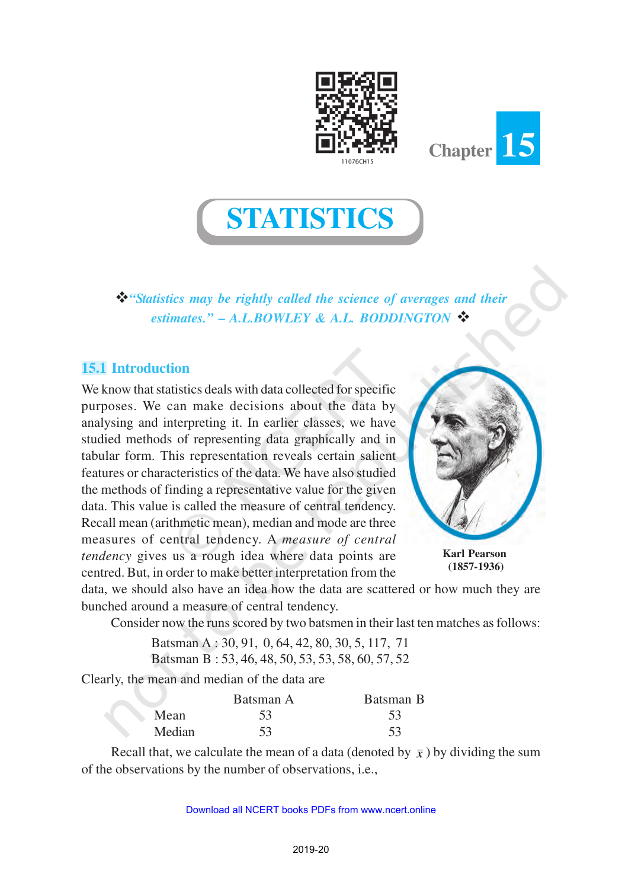Chapter 15

# STATISTICS

❖ *"Statistics may be rightly called the science of averages and their estimates." – A.L.BOWLEY & A.L. BODDINGTON* ❖

## 15.1 Introduction

We know that statistics deals with data collected for specific purposes. We can make decisions about the data by analysing and interpreting it. In earlier classes, we have studied methods of representing data graphically and in tabular form. This representation reveals certain salient features or characteristics of the data. We have also studied the methods of finding a representative value for the given data. This value is called the measure of central tendency. Recall mean (arithmetic mean), median and mode are three measures of central tendency. A *measure of central tendency* gives us a rough idea where data points are centred. But, in order to make better interpretation from the data, we should also have an idea how the data are scattered or how much they are bunched around a measure of central tendency.

**Karl Pearson (1857-1936)**

Consider now the runs scored by two batsmen in their last ten matches as follows:

Batsman A : 30, 91, 0, 64, 42, 80, 30, 5, 117, 71

Batsman B : 53, 46, 48, 50, 53, 53, 58, 60, 57, 52

Clearly, the mean and median of the data are

| | Batsman A | Batsman B |
|---|---|---|
| Mean | 53 | 53 |
| Median | 53 | 53 |

Recall that, we calculate the mean of a data (denoted by $\bar{x}$) by dividing the sum of the observations by the number of observations, i.e.,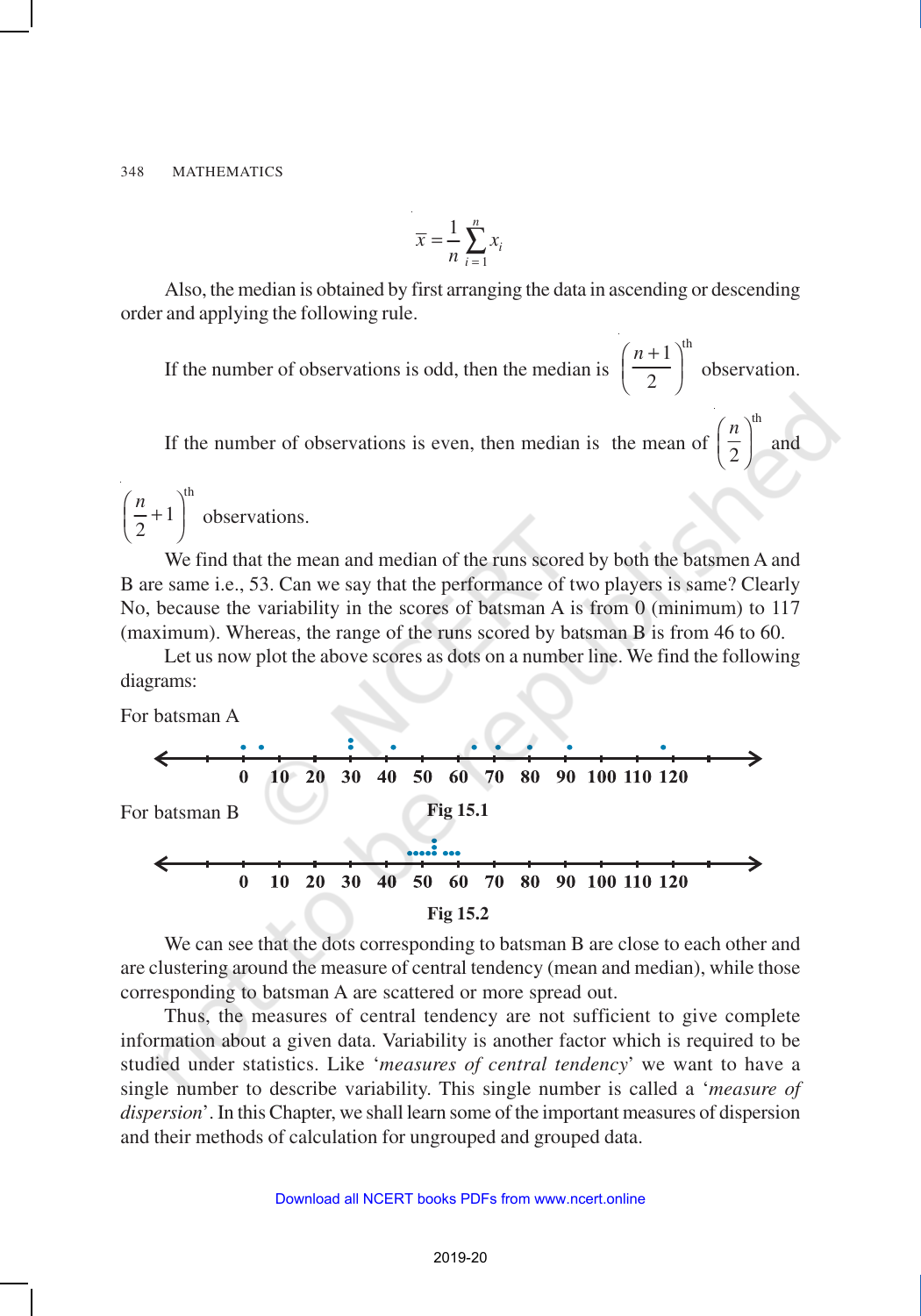$$\bar{x} = \frac{1}{n}\sum_{i=1}^{n} x_i$$

Also, the median is obtained by first arranging the data in ascending or descending order and applying the following rule.

If the number of observations is odd, then the median is $\left(\frac{n+1}{2}\right)^{\text{th}}$ observation.

If the number of observations is even, then median is the mean of $\left(\frac{n}{2}\right)^{\text{th}}$ and $\left(\frac{n}{2}+1\right)^{\text{th}}$ observations.

We find that the mean and median of the runs scored by both the batsmen A and B are same i.e., 53. Can we say that the performance of two players is same? Clearly No, because the variability in the scores of batsman A is from 0 (minimum) to 117 (maximum). Whereas, the range of the runs scored by batsman B is from 46 to 60.

Let us now plot the above scores as dots on a number line. We find the following diagrams:

For batsman A

0 10 20 30 40 50 60 70 80 90 100 110 120

**Fig 15.1**

For batsman B

0 10 20 30 40 50 60 70 80 90 100 110 120

**Fig 15.2**

We can see that the dots corresponding to batsman B are close to each other and are clustering around the measure of central tendency (mean and median), while those corresponding to batsman A are scattered or more spread out.

Thus, the measures of central tendency are not sufficient to give complete information about a given data. Variability is another factor which is required to be studied under statistics. Like '*measures of central tendency*' we want to have a single number to describe variability. This single number is called a '*measure of dispersion*'. In this Chapter, we shall learn some of the important measures of dispersion and their methods of calculation for ungrouped and grouped data.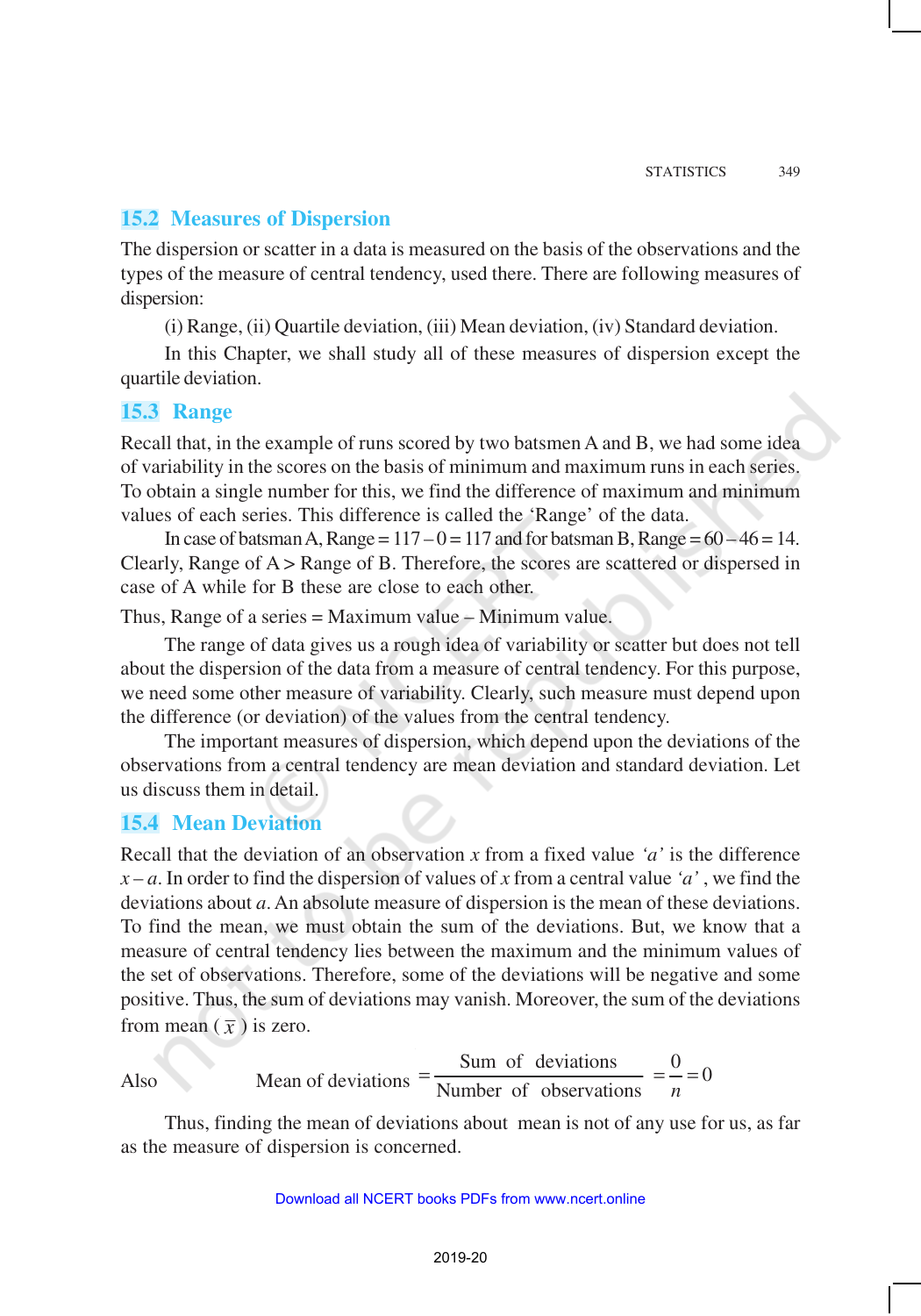## 15.2 Measures of Dispersion

The dispersion or scatter in a data is measured on the basis of the observations and the types of the measure of central tendency, used there. There are following measures of dispersion:

(i) Range, (ii) Quartile deviation, (iii) Mean deviation, (iv) Standard deviation.

In this Chapter, we shall study all of these measures of dispersion except the quartile deviation.

## 15.3 Range

Recall that, in the example of runs scored by two batsmen A and B, we had some idea of variability in the scores on the basis of minimum and maximum runs in each series. To obtain a single number for this, we find the difference of maximum and minimum values of each series. This difference is called the 'Range' of the data.

In case of batsman A, Range = 117 – 0 = 117 and for batsman B, Range = 60 – 46 = 14. Clearly, Range of A > Range of B. Therefore, the scores are scattered or dispersed in case of A while for B these are close to each other.

Thus, Range of a series = Maximum value – Minimum value.

The range of data gives us a rough idea of variability or scatter but does not tell about the dispersion of the data from a measure of central tendency. For this purpose, we need some other measure of variability. Clearly, such measure must depend upon the difference (or deviation) of the values from the central tendency.

The important measures of dispersion, which depend upon the deviations of the observations from a central tendency are mean deviation and standard deviation. Let us discuss them in detail.

## 15.4 Mean Deviation

Recall that the deviation of an observation $x$ from a fixed value '$a$' is the difference $x - a$. In order to find the dispersion of values of $x$ from a central value '$a$' , we find the deviations about $a$. An absolute measure of dispersion is the mean of these deviations. To find the mean, we must obtain the sum of the deviations. But, we know that a measure of central tendency lies between the maximum and the minimum values of the set of observations. Therefore, some of the deviations will be negative and some positive. Thus, the sum of deviations may vanish. Moreover, the sum of the deviations from mean ($\bar{x}$) is zero.

Also Mean of deviations $$= \frac{\text{Sum of deviations}}{\text{Number of observations}} = \frac{0}{n} = 0$$

Thus, finding the mean of deviations about mean is not of any use for us, as far as the measure of dispersion is concerned.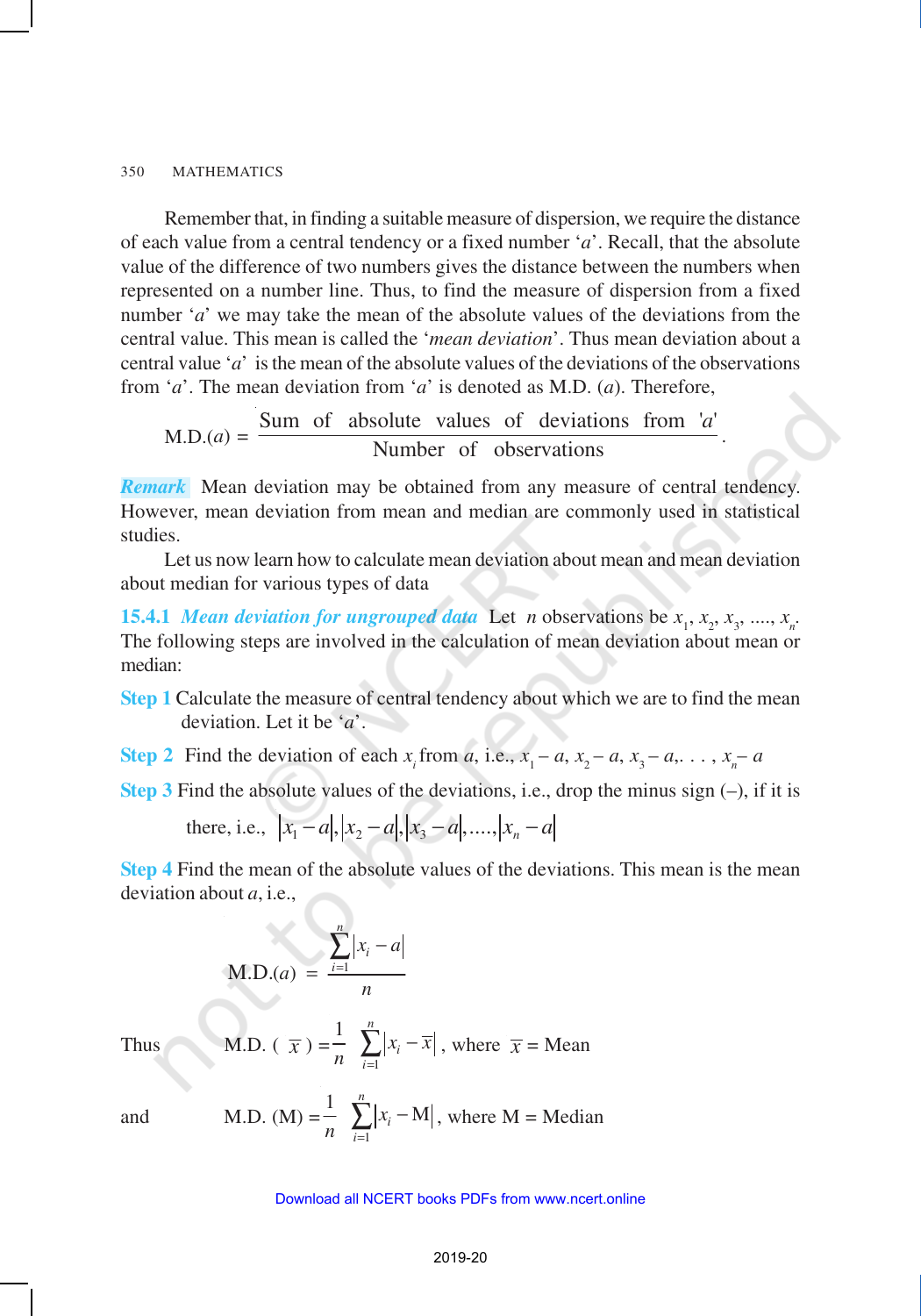Remember that, in finding a suitable measure of dispersion, we require the distance of each value from a central tendency or a fixed number '$a$'. Recall, that the absolute value of the difference of two numbers gives the distance between the numbers when represented on a number line. Thus, to find the measure of dispersion from a fixed number '$a$' we may take the mean of the absolute values of the deviations from the central value. This mean is called the '*mean deviation*'. Thus mean deviation about a central value '$a$' is the mean of the absolute values of the deviations of the observations from '$a$'. The mean deviation from '$a$' is denoted as M.D. ($a$). Therefore,

$$\text{M.D.}(a) = \frac{\text{Sum of absolute values of deviations from '}a\text{'}}{\text{Number of observations}}.$$

***Remark*** Mean deviation may be obtained from any measure of central tendency. However, mean deviation from mean and median are commonly used in statistical studies.

Let us now learn how to calculate mean deviation about mean and mean deviation about median for various types of data

### 15.4.1 *Mean deviation for ungrouped data*

Let $n$ observations be $x_1, x_2, x_3, ...., x_n$. The following steps are involved in the calculation of mean deviation about mean or median:

**Step 1** Calculate the measure of central tendency about which we are to find the mean deviation. Let it be '$a$'.

**Step 2** Find the deviation of each $x_i$ from $a$, i.e., $x_1 - a, x_2 - a, x_3 - a, . . . , x_n - a$

**Step 3** Find the absolute values of the deviations, i.e., drop the minus sign (–), if it is there, i.e., $|x_1 - a|, |x_2 - a|, |x_3 - a|, ...., |x_n - a|$

**Step 4** Find the mean of the absolute values of the deviations. This mean is the mean deviation about $a$, i.e.,

$$\text{M.D.}(a) = \frac{\sum_{i=1}^{n} |x_i - a|}{n}$$

Thus $$\text{M.D.}(\bar{x}) = \frac{1}{n}\sum_{i=1}^{n} |x_i - \bar{x}|, \text{ where } \bar{x} = \text{Mean}$$

and $$\text{M.D.}(\text{M}) = \frac{1}{n}\sum_{i=1}^{n} |x_i - \text{M}|, \text{ where M = Median}$$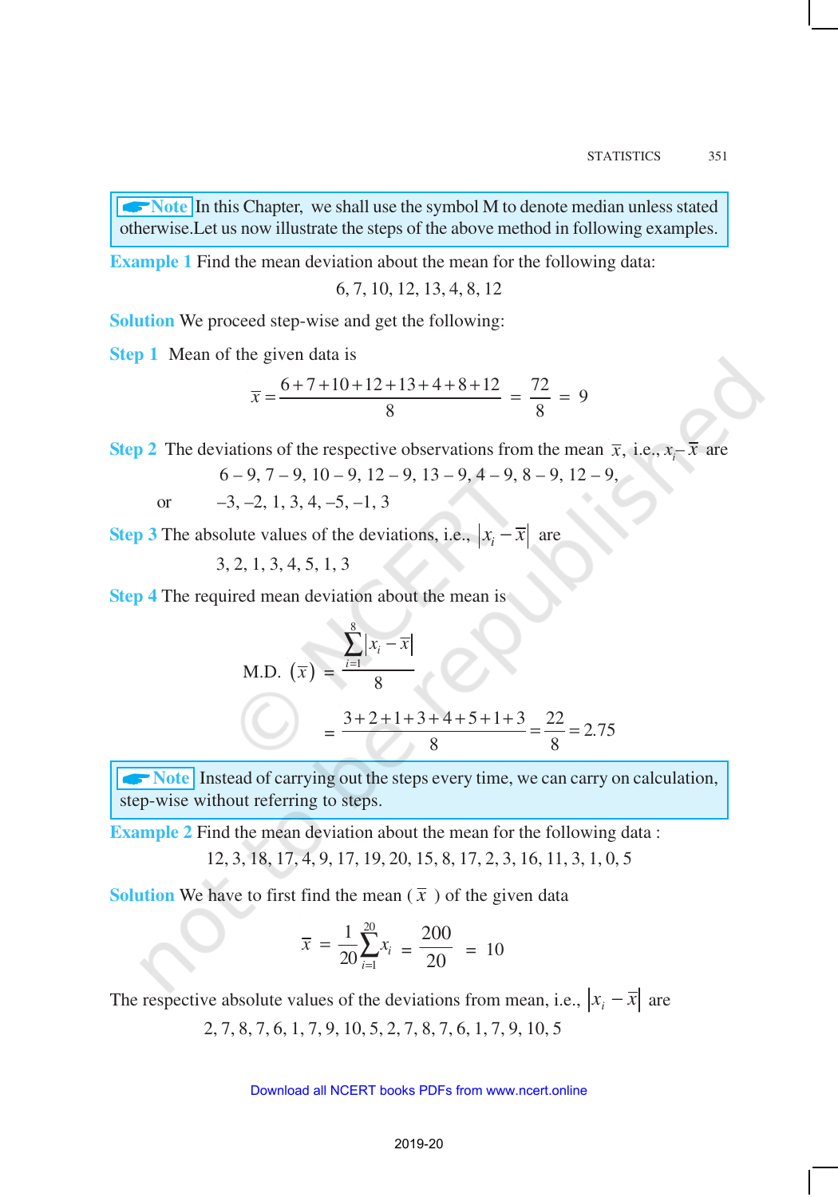**Note** In this Chapter, we shall use the symbol M to denote median unless stated otherwise.Let us now illustrate the steps of the above method in following examples.

**Example 1** Find the mean deviation about the mean for the following data:

6, 7, 10, 12, 13, 4, 8, 12

**Solution** We proceed step-wise and get the following:

**Step 1** Mean of the given data is

$$\bar{x} = \frac{6+7+10+12+13+4+8+12}{8} = \frac{72}{8} = 9$$

**Step 2** The deviations of the respective observations from the mean $\bar{x}$, i.e., $x_i - \bar{x}$ are

6 – 9, 7 – 9, 10 – 9, 12 – 9, 13 – 9, 4 – 9, 8 – 9, 12 – 9,

or –3, –2, 1, 3, 4, –5, –1, 3

**Step 3** The absolute values of the deviations, i.e., $|x_i - \bar{x}|$ are

3, 2, 1, 3, 4, 5, 1, 3

**Step 4** The required mean deviation about the mean is

$$\text{M.D.}\ (\bar{x}) = \frac{\sum_{i=1}^{8} |x_i - \bar{x}|}{8}$$

$$= \frac{3+2+1+3+4+5+1+3}{8} = \frac{22}{8} = 2.75$$

**Note** Instead of carrying out the steps every time, we can carry on calculation, step-wise without referring to steps.

**Example 2** Find the mean deviation about the mean for the following data :

12, 3, 18, 17, 4, 9, 17, 19, 20, 15, 8, 17, 2, 3, 16, 11, 3, 1, 0, 5

**Solution** We have to first find the mean ($\bar{x}$) of the given data

$$\bar{x} = \frac{1}{20}\sum_{i=1}^{20} x_i = \frac{200}{20} = 10$$

The respective absolute values of the deviations from mean, i.e., $|x_i - \bar{x}|$ are

2, 7, 8, 7, 6, 1, 7, 9, 10, 5, 2, 7, 8, 7, 6, 1, 7, 9, 10, 5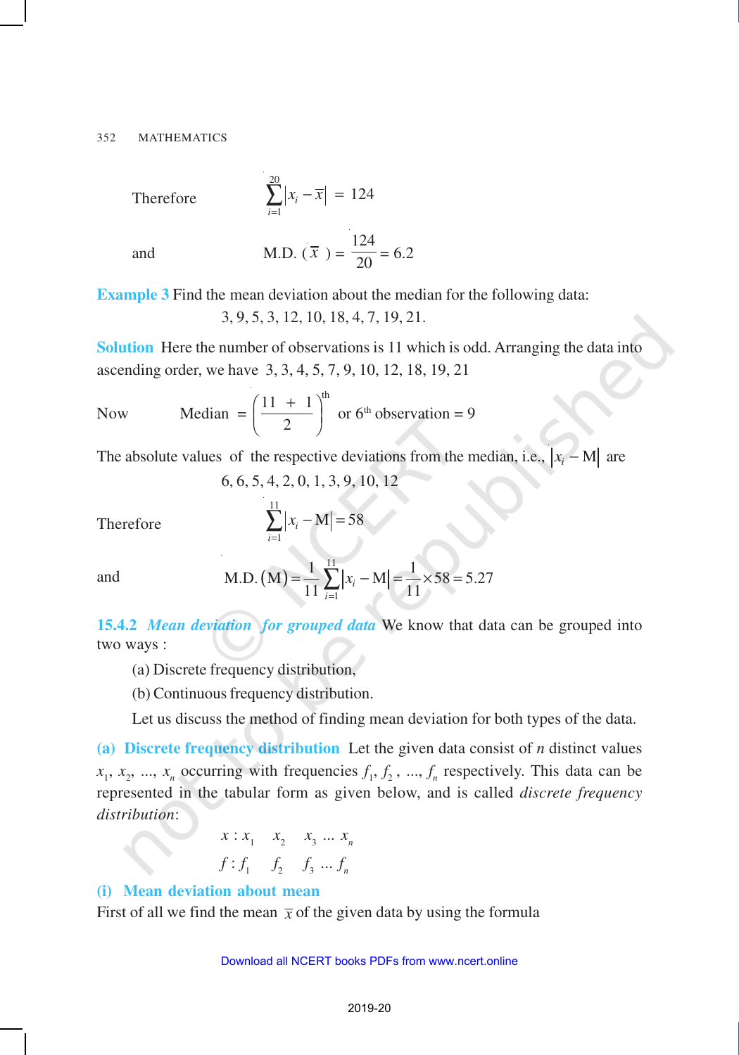Therefore $$\sum_{i=1}^{20} |x_i - \bar{x}| = 124$$

and $$\text{M.D. }(\bar{x}) = \frac{124}{20} = 6.2$$

**Example 3** Find the mean deviation about the median for the following data:

3, 9, 5, 3, 12, 10, 18, 4, 7, 19, 21.

**Solution** Here the number of observations is 11 which is odd. Arranging the data into ascending order, we have 3, 3, 4, 5, 7, 9, 10, 12, 18, 19, 21

Now $$\text{Median} = \left(\frac{11+1}{2}\right)^{\text{th}} \text{ or } 6^{\text{th}} \text{ observation} = 9$$

The absolute values of the respective deviations from the median, i.e., $|x_i - \text{M}|$ are

6, 6, 5, 4, 2, 0, 1, 3, 9, 10, 12

Therefore $$\sum_{i=1}^{11} |x_i - \text{M}| = 58$$

and $$\text{M.D. }(\text{M}) = \frac{1}{11}\sum_{i=1}^{11} |x_i - \text{M}| = \frac{1}{11} \times 58 = 5.27$$

### 15.4.2 *Mean deviation for grouped data*

We know that data can be grouped into two ways :

(a) Discrete frequency distribution,

(b) Continuous frequency distribution.

Let us discuss the method of finding mean deviation for both types of the data.

**(a) Discrete frequency distribution** Let the given data consist of $n$ distinct values $x_1, x_2, ..., x_n$ occurring with frequencies $f_1, f_2, ..., f_n$ respectively. This data can be represented in the tabular form as given below, and is called *discrete frequency distribution*:

$$x : x_1 \quad x_2 \quad x_3 \ldots x_n$$
$$f : f_1 \quad f_2 \quad f_3 \ldots f_n$$

**(i) Mean deviation about mean**

First of all we find the mean $\bar{x}$ of the given data by using the formula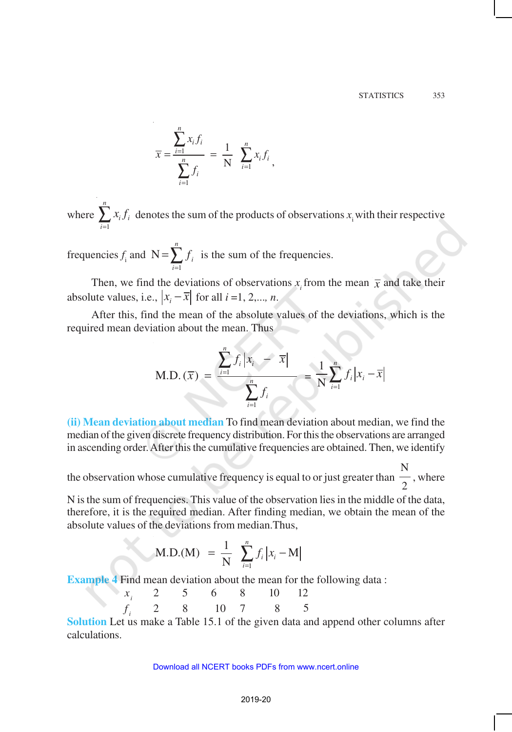$$\bar{x} = \frac{\sum_{i=1}^{n} x_i f_i}{\sum_{i=1}^{n} f_i} = \frac{1}{N} \sum_{i=1}^{n} x_i f_i ,$$

where $\sum_{i=1}^{n} x_i f_i$ denotes the sum of the products of observations $x_i$ with their respective frequencies $f_i$ and $N = \sum_{i=1}^{n} f_i$ is the sum of the frequencies.

Then, we find the deviations of observations $x_i$ from the mean $\bar{x}$ and take their absolute values, i.e., $|x_i - \bar{x}|$ for all $i$ =1, 2,..., $n$.

After this, find the mean of the absolute values of the deviations, which is the required mean deviation about the mean. Thus

$$\text{M.D.}(\bar{x}) = \frac{\sum_{i=1}^{n} f_i |x_i - \bar{x}|}{\sum_{i=1}^{n} f_i} = \frac{1}{N} \sum_{i=1}^{n} f_i |x_i - \bar{x}|$$

**(ii) Mean deviation about median** To find mean deviation about median, we find the median of the given discrete frequency distribution. For this the observations are arranged in ascending order. After this the cumulative frequencies are obtained. Then, we identify the observation whose cumulative frequency is equal to or just greater than $\frac{N}{2}$, where N is the sum of frequencies. This value of the observation lies in the middle of the data, therefore, it is the required median. After finding median, we obtain the mean of the absolute values of the deviations from median.Thus,

$$\text{M.D.(M)} = \frac{1}{N} \sum_{i=1}^{n} f_i |x_i - \text{M}|$$

**Example 4** Find mean deviation about the mean for the following data :

| $x_i$ | 2 | 5 | 6 | 8 | 10 | 12 |
|---|---|---|---|---|---|---|
| $f_i$ | 2 | 8 | 10 | 7 | 8 | 5 |

**Solution** Let us make a Table 15.1 of the given data and append other columns after calculations.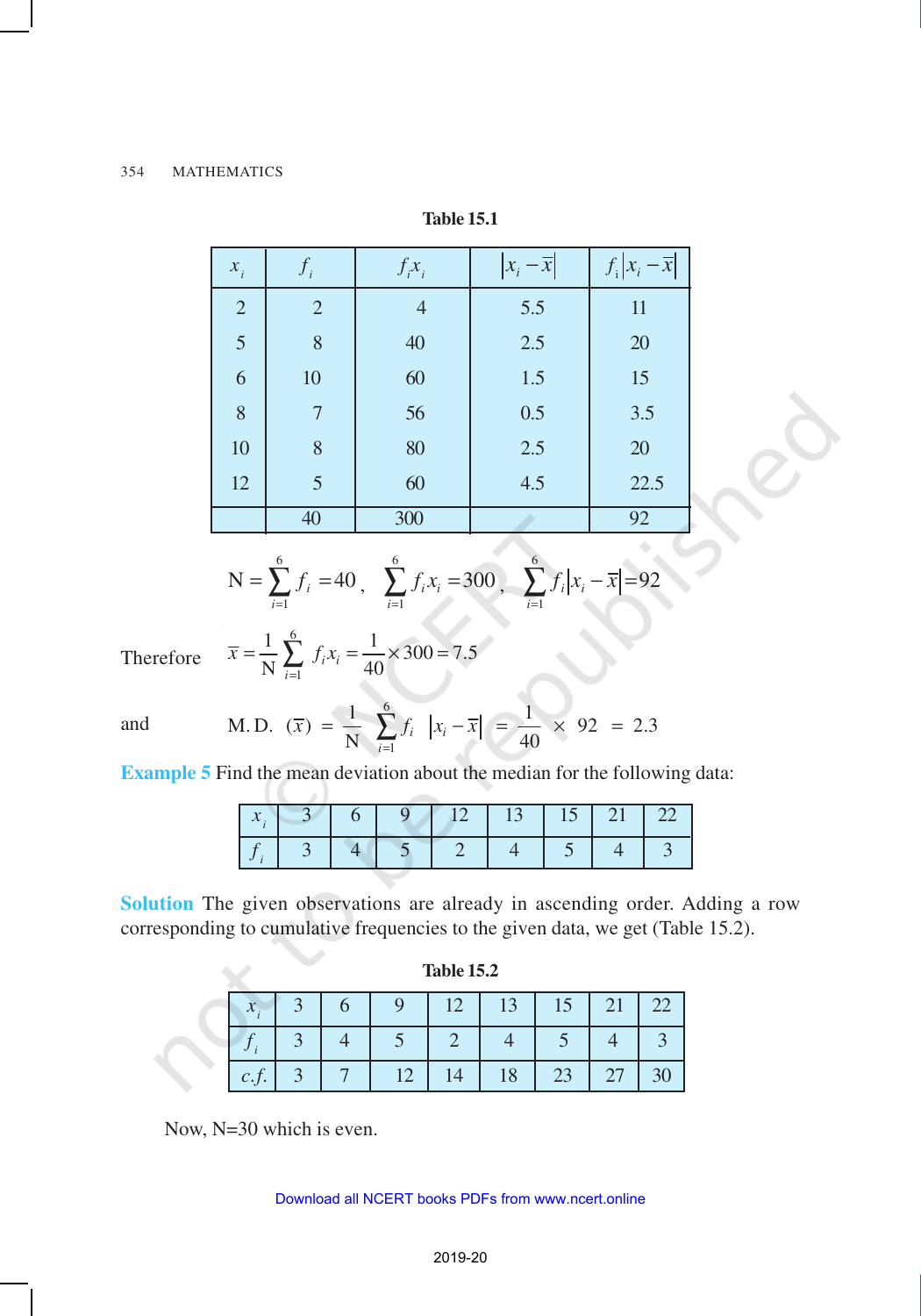**Table 15.1**

| $x_i$ | $f_i$ | $f_i x_i$ | $\lvert x_i - \bar{x}\rvert$ | $f_i\lvert x_i - \bar{x}\rvert$ |
|---|---|---|---|---|
| 2 | 2 | 4 | 5.5 | 11 |
| 5 | 8 | 40 | 2.5 | 20 |
| 6 | 10 | 60 | 1.5 | 15 |
| 8 | 7 | 56 | 0.5 | 3.5 |
| 10 | 8 | 80 | 2.5 | 20 |
| 12 | 5 | 60 | 4.5 | 22.5 |
| | 40 | 300 | | 92 |

$$\text{N} = \sum_{i=1}^{6} f_i = 40, \quad \sum_{i=1}^{6} f_i x_i = 300, \quad \sum_{i=1}^{6} f_i \lvert x_i - \bar{x}\rvert = 92$$

Therefore $\quad \bar{x} = \dfrac{1}{\text{N}} \displaystyle\sum_{i=1}^{6} f_i x_i = \dfrac{1}{40} \times 300 = 7.5$

and $\quad \text{M.D.} \ (\bar{x}) = \dfrac{1}{\text{N}} \displaystyle\sum_{i=1}^{6} f_i \ \lvert x_i - \bar{x}\rvert = \dfrac{1}{40} \times 92 = 2.3$

**Example 5** Find the mean deviation about the median for the following data:

| $x_i$ | 3 | 6 | 9 | 12 | 13 | 15 | 21 | 22 |
|---|---|---|---|---|---|---|---|---|
| $f_i$ | 3 | 4 | 5 | 2 | 4 | 5 | 4 | 3 |

**Solution** The given observations are already in ascending order. Adding a row corresponding to cumulative frequencies to the given data, we get (Table 15.2).

**Table 15.2**

| $x_i$ | 3 | 6 | 9 | 12 | 13 | 15 | 21 | 22 |
|---|---|---|---|---|---|---|---|---|
| $f_i$ | 3 | 4 | 5 | 2 | 4 | 5 | 4 | 3 |
| *c.f.* | 3 | 7 | 12 | 14 | 18 | 23 | 27 | 30 |

Now, N=30 which is even.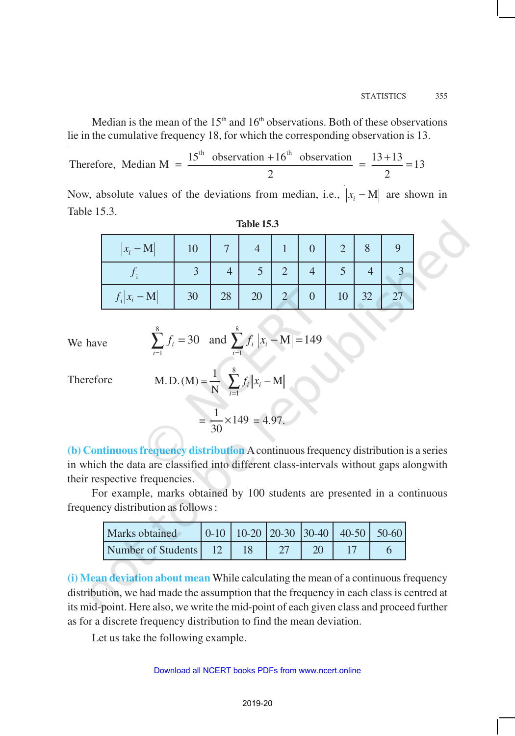Median is the mean of the 15th and 16th observations. Both of these observations lie in the cumulative frequency 18, for which the corresponding observation is 13.

$$\text{Therefore, Median M} = \frac{15^{\text{th}} \text{ observation} + 16^{\text{th}} \text{ observation}}{2} = \frac{13+13}{2} = 13$$

Now, absolute values of the deviations from median, i.e., $|x_i - \text{M}|$ are shown in Table 15.3.

**Table 15.3**

| $\|x_i - \text{M}\|$ | 10 | 7 | 4 | 1 | 0 | 2 | 8 | 9 |
|---|---|---|---|---|---|---|---|---|
| $f_i$ | 3 | 4 | 5 | 2 | 4 | 5 | 4 | 3 |
| $f_i\|x_i - \text{M}\|$ | 30 | 28 | 20 | 2 | 0 | 10 | 32 | 27 |

We have $$\sum_{i=1}^{8} f_i = 30 \text{ and } \sum_{i=1}^{8} f_i |x_i - \text{M}| = 149$$

Therefore $$\text{M.D.(M)} = \frac{1}{\text{N}} \sum_{i=1}^{8} f_i |x_i - \text{M}|$$

$$= \frac{1}{30} \times 149 = 4.97.$$

**(b) Continuous frequency distribution** A continuous frequency distribution is a series in which the data are classified into different class-intervals without gaps alongwith their respective frequencies.

For example, marks obtained by 100 students are presented in a continuous frequency distribution as follows :

| Marks obtained | 0-10 | 10-20 | 20-30 | 30-40 | 40-50 | 50-60 |
|---|---|---|---|---|---|---|
| Number of Students | 12 | 18 | 27 | 20 | 17 | 6 |

**(i) Mean deviation about mean** While calculating the mean of a continuous frequency distribution, we had made the assumption that the frequency in each class is centred at its mid-point. Here also, we write the mid-point of each given class and proceed further as for a discrete frequency distribution to find the mean deviation.

Let us take the following example.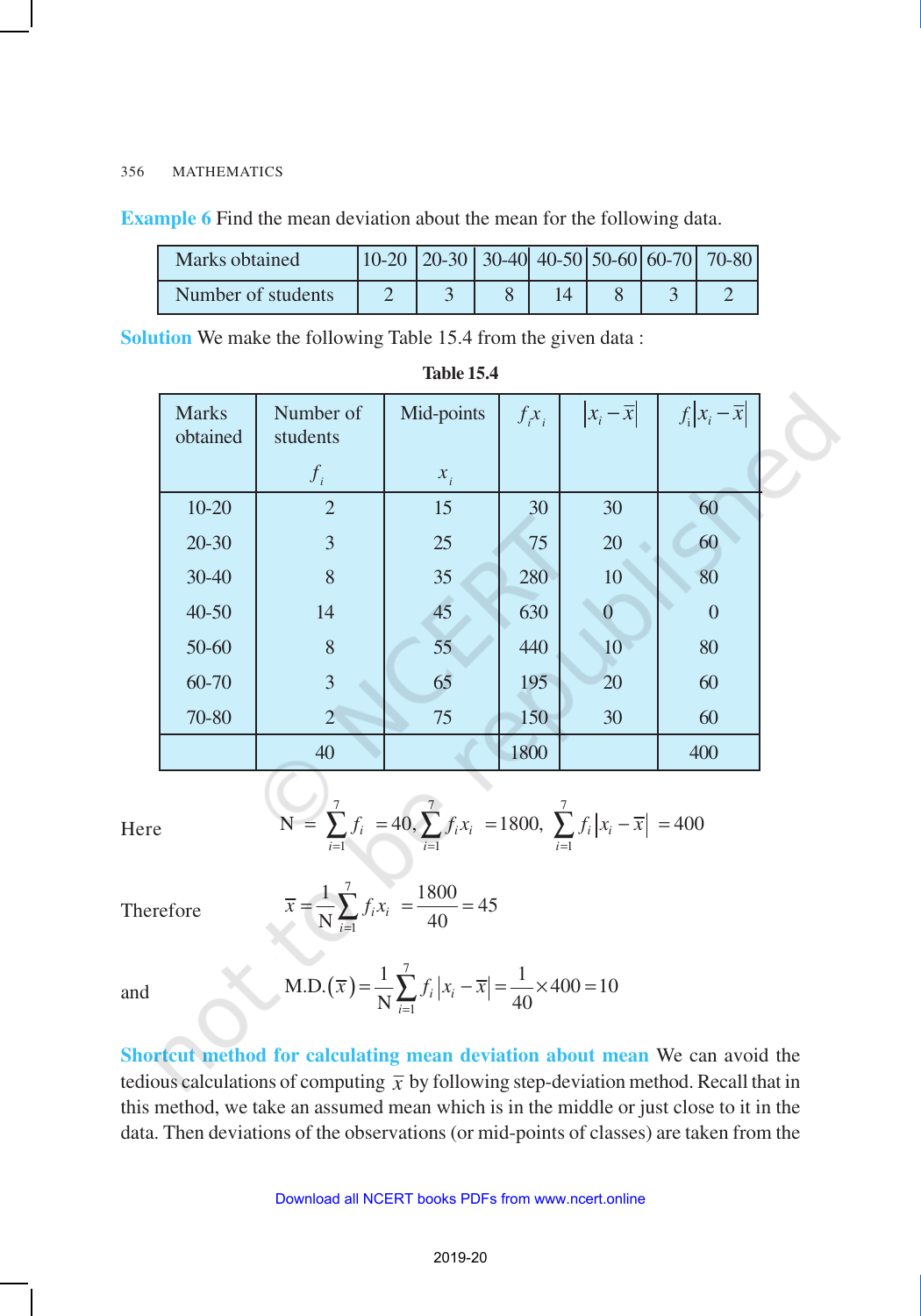**Example 6** Find the mean deviation about the mean for the following data.

| Marks obtained | 10-20 | 20-30 | 30-40 | 40-50 | 50-60 | 60-70 | 70-80 |
|---|---|---|---|---|---|---|---|
| Number of students | 2 | 3 | 8 | 14 | 8 | 3 | 2 |

**Solution** We make the following Table 15.4 from the given data :

**Table 15.4**

| Marks obtained | Number of students $f_i$ | Mid-points $x_i$ | $f_i x_i$ | $\lvert x_i - \bar{x}\rvert$ | $f_i \lvert x_i - \bar{x}\rvert$ |
|---|---|---|---|---|---|
| 10-20 | 2 | 15 | 30 | 30 | 60 |
| 20-30 | 3 | 25 | 75 | 20 | 60 |
| 30-40 | 8 | 35 | 280 | 10 | 80 |
| 40-50 | 14 | 45 | 630 | 0 | 0 |
| 50-60 | 8 | 55 | 440 | 10 | 80 |
| 60-70 | 3 | 65 | 195 | 20 | 60 |
| 70-80 | 2 | 75 | 150 | 30 | 60 |
| | 40 | | 1800 | | 400 |

Here $\quad \text{N} = \sum_{i=1}^{7} f_i = 40, \sum_{i=1}^{7} f_i x_i = 1800, \sum_{i=1}^{7} f_i \lvert x_i - \bar{x}\rvert = 400$

Therefore $\quad \bar{x} = \frac{1}{\text{N}} \sum_{i=1}^{7} f_i x_i = \frac{1800}{40} = 45$

and $\quad \text{M.D.}(\bar{x}) = \frac{1}{\text{N}} \sum_{i=1}^{7} f_i \lvert x_i - \bar{x}\rvert = \frac{1}{40} \times 400 = 10$

**Shortcut method for calculating mean deviation about mean** We can avoid the tedious calculations of computing $\bar{x}$ by following step-deviation method. Recall that in this method, we take an assumed mean which is in the middle or just close to it in the data. Then deviations of the observations (or mid-points of classes) are taken from the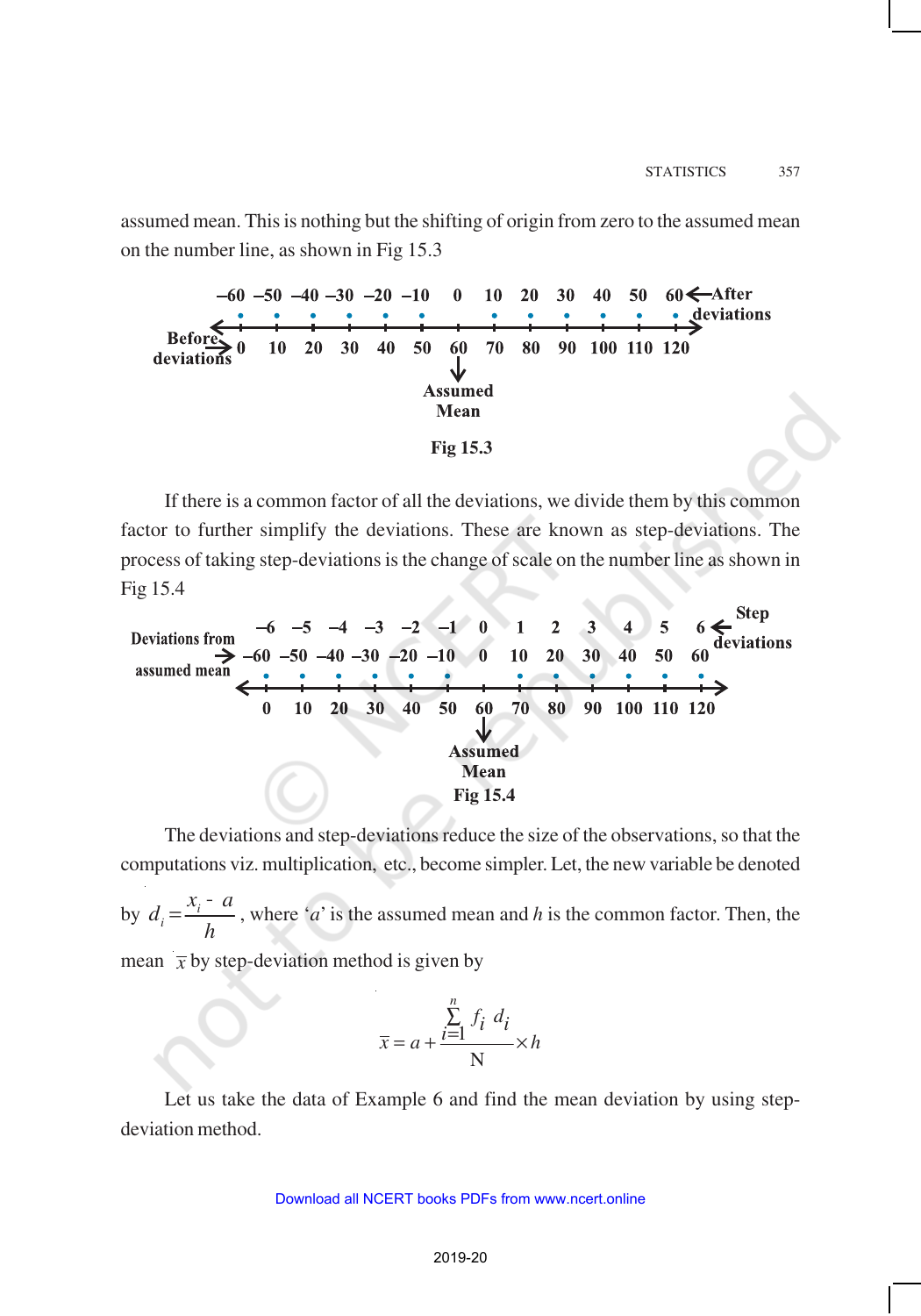assumed mean. This is nothing but the shifting of origin from zero to the assumed mean on the number line, as shown in Fig 15.3

| After deviations | –60 | –50 | –40 | –30 | –20 | –10 | 0 | 10 | 20 | 30 | 40 | 50 | 60 |
|---|---|---|---|---|---|---|---|---|---|---|---|---|---|
| Before deviations | 0 | 10 | 20 | 30 | 40 | 50 | 60 | 70 | 80 | 90 | 100 | 110 | 120 |

Assumed Mean = 60

Fig 15.3

If there is a common factor of all the deviations, we divide them by this common factor to further simplify the deviations. These are known as step-deviations. The process of taking step-deviations is the change of scale on the number line as shown in Fig 15.4

| Step deviations | –6 | –5 | –4 | –3 | –2 | –1 | 0 | 1 | 2 | 3 | 4 | 5 | 6 |
|---|---|---|---|---|---|---|---|---|---|---|---|---|---|
| Deviations from assumed mean | –60 | –50 | –40 | –30 | –20 | –10 | 0 | 10 | 20 | 30 | 40 | 50 | 60 |
| | 0 | 10 | 20 | 30 | 40 | 50 | 60 | 70 | 80 | 90 | 100 | 110 | 120 |

Assumed Mean = 60

Fig 15.4

The deviations and step-deviations reduce the size of the observations, so that the computations viz. multiplication, etc., become simpler. Let, the new variable be denoted by $d_i = \frac{x_i - a}{h}$, where '$a$' is the assumed mean and $h$ is the common factor. Then, the mean $\bar{x}$ by step-deviation method is given by

$$\bar{x} = a + \frac{\sum_{i=1}^{n} f_i d_i}{N} \times h$$

Let us take the data of Example 6 and find the mean deviation by using step-deviation method.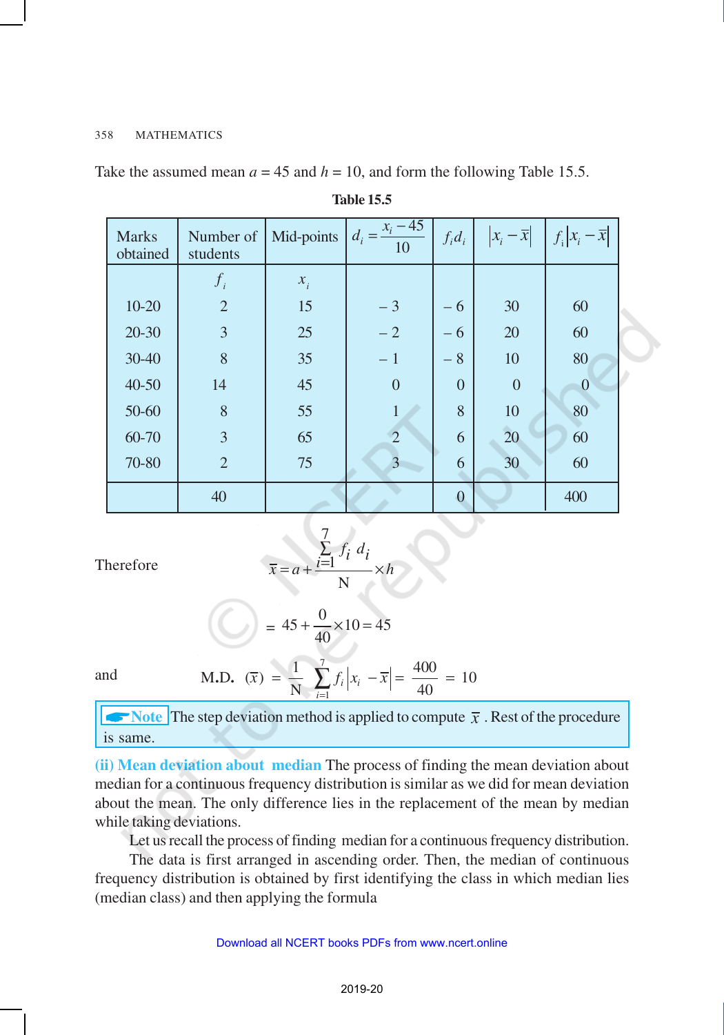Take the assumed mean $a = 45$ and $h = 10$, and form the following Table 15.5.

**Table 15.5**

| Marks obtained | Number of students $f_i$ | Mid-points $x_i$ | $d_i = \frac{x_i - 45}{10}$ | $f_i d_i$ | $\lvert x_i - \bar{x} \rvert$ | $f_i \lvert x_i - \bar{x} \rvert$ |
|---|---|---|---|---|---|---|
| 10-20 | 2 | 15 | – 3 | – 6 | 30 | 60 |
| 20-30 | 3 | 25 | – 2 | – 6 | 20 | 60 |
| 30-40 | 8 | 35 | – 1 | – 8 | 10 | 80 |
| 40-50 | 14 | 45 | 0 | 0 | 0 | 0 |
| 50-60 | 8 | 55 | 1 | 8 | 10 | 80 |
| 60-70 | 3 | 65 | 2 | 6 | 20 | 60 |
| 70-80 | 2 | 75 | 3 | 6 | 30 | 60 |
| | 40 | | | 0 | | 400 |

Therefore

$$\bar{x} = a + \frac{\sum_{i=1}^{7} f_i d_i}{N} \times h$$

$$= 45 + \frac{0}{40} \times 10 = 45$$

and

$$\text{M.D. } (\bar{x}) = \frac{1}{N} \sum_{i=1}^{7} f_i \lvert x_i - \bar{x} \rvert = \frac{400}{40} = 10$$

**Note** The step deviation method is applied to compute $\bar{x}$. Rest of the procedure is same.

**(ii) Mean deviation about median** The process of finding the mean deviation about median for a continuous frequency distribution is similar as we did for mean deviation about the mean. The only difference lies in the replacement of the mean by median while taking deviations.

Let us recall the process of finding median for a continuous frequency distribution.

The data is first arranged in ascending order. Then, the median of continuous frequency distribution is obtained by first identifying the class in which median lies (median class) and then applying the formula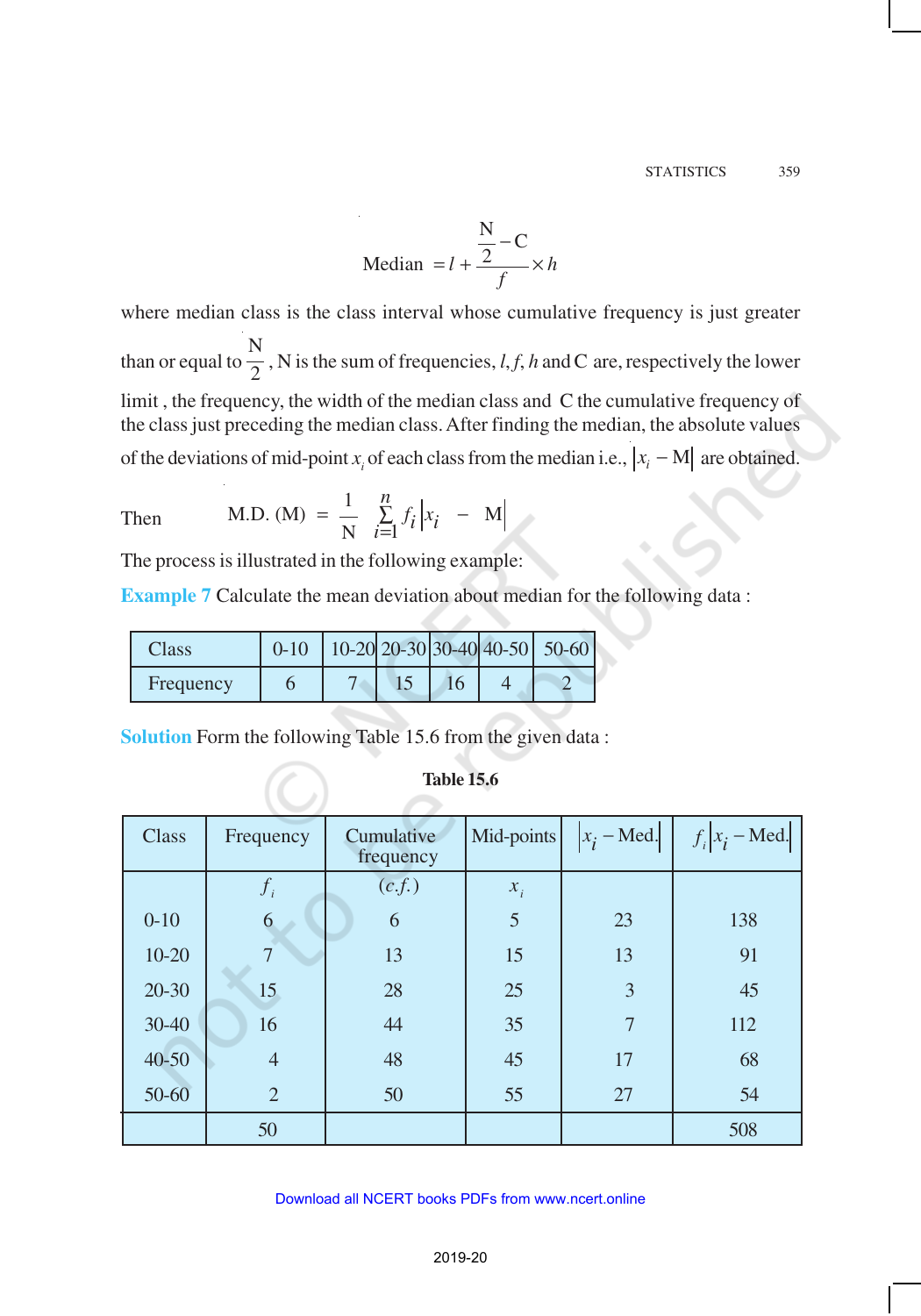$$\text{Median} = l + \frac{\frac{N}{2} - C}{f} \times h$$

where median class is the class interval whose cumulative frequency is just greater than or equal to $\frac{N}{2}$, N is the sum of frequencies, $l, f, h$ and C are, respectively the lower limit , the frequency, the width of the median class and C the cumulative frequency of the class just preceding the median class. After finding the median, the absolute values of the deviations of mid-point $x_i$ of each class from the median i.e., $|x_i - \text{M}|$ are obtained.

Then $$\text{M.D. (M)} = \frac{1}{\text{N}} \sum_{i=1}^{n} f_i |x_i - \text{M}|$$

The process is illustrated in the following example:

**Example 7** Calculate the mean deviation about median for the following data :

| Class | 0-10 | 10-20 | 20-30 | 30-40 | 40-50 | 50-60 |
|---|---|---|---|---|---|---|
| Frequency | 6 | 7 | 15 | 16 | 4 | 2 |

**Solution** Form the following Table 15.6 from the given data :

**Table 15.6**

| Class | Frequency $f_i$ | Cumulative frequency $(c.f.)$ | Mid-points $x_i$ | $\lvert x_i - \text{Med.}\rvert$ | $f_i \lvert x_i - \text{Med.}\rvert$ |
|---|---|---|---|---|---|
| 0-10 | 6 | 6 | 5 | 23 | 138 |
| 10-20 | 7 | 13 | 15 | 13 | 91 |
| 20-30 | 15 | 28 | 25 | 3 | 45 |
| 30-40 | 16 | 44 | 35 | 7 | 112 |
| 40-50 | 4 | 48 | 45 | 17 | 68 |
| 50-60 | 2 | 50 | 55 | 27 | 54 |
| | 50 | | | | 508 |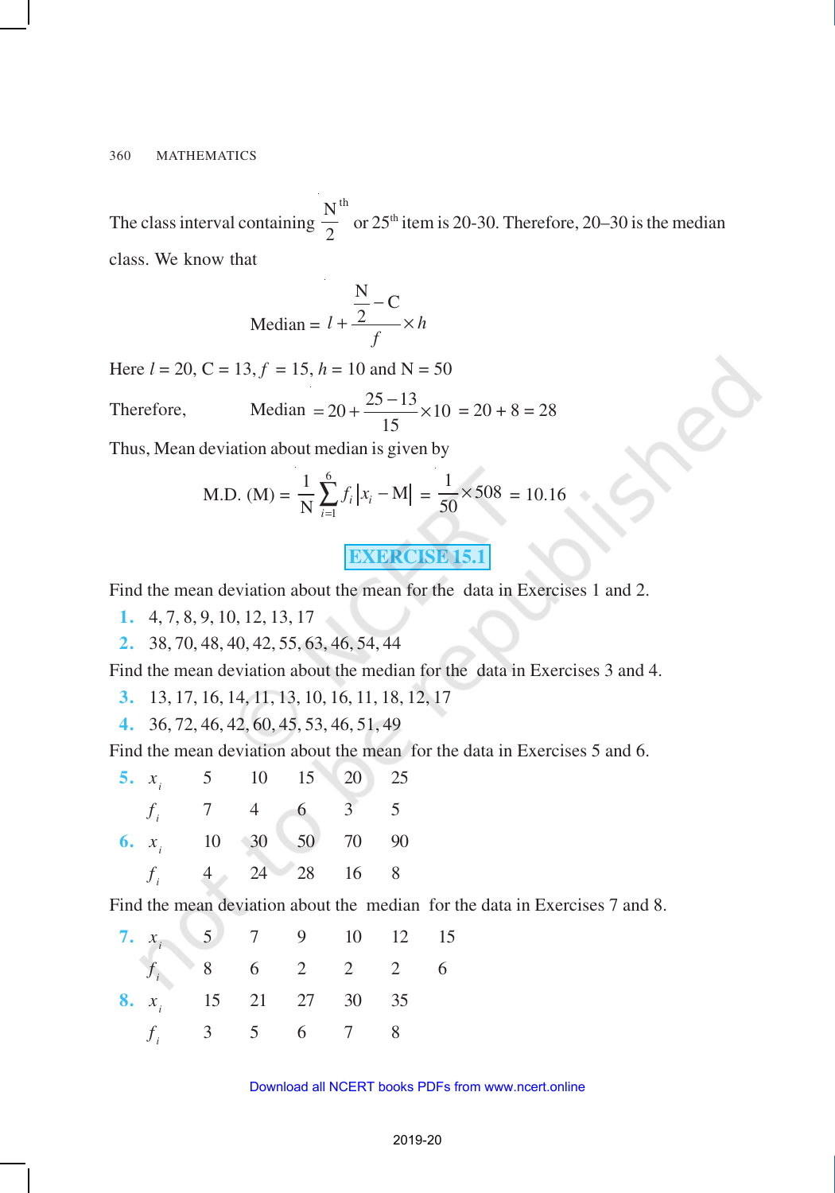The class interval containing $\frac{N}{2}^{th}$ or 25[th] item is 20-30. Therefore, 20–30 is the median class. We know that

$$\text{Median} = l + \frac{\frac{N}{2} - C}{f} \times h$$

Here $l = 20$, $C = 13$, $f = 15$, $h = 10$ and $N = 50$

Therefore, $\quad$ Median $= 20 + \frac{25 - 13}{15} \times 10 = 20 + 8 = 28$

Thus, Mean deviation about median is given by

$$\text{M.D. (M)} = \frac{1}{N} \sum_{i=1}^{6} f_i |x_i - M| = \frac{1}{50} \times 508 = 10.16$$

## EXERCISE 15.1

Find the mean deviation about the mean for the data in Exercises 1 and 2.

**1.** 4, 7, 8, 9, 10, 12, 13, 17

**2.** 38, 70, 48, 40, 42, 55, 63, 46, 54, 44

Find the mean deviation about the median for the data in Exercises 3 and 4.

**3.** 13, 17, 16, 14, 11, 13, 10, 16, 11, 18, 12, 17

**4.** 36, 72, 46, 42, 60, 45, 53, 46, 51, 49

Find the mean deviation about the mean for the data in Exercises 5 and 6.

**5.**

| $x_i$ | 5 | 10 | 15 | 20 | 25 |
|---|---|---|---|---|---|
| $f_i$ | 7 | 4 | 6 | 3 | 5 |

**6.**

| $x_i$ | 10 | 30 | 50 | 70 | 90 |
|---|---|---|---|---|---|
| $f_i$ | 4 | 24 | 28 | 16 | 8 |

Find the mean deviation about the median for the data in Exercises 7 and 8.

**7.**

| $x_i$ | 5 | 7 | 9 | 10 | 12 | 15 |
|---|---|---|---|---|---|---|
| $f_i$ | 8 | 6 | 2 | 2 | 2 | 6 |

**8.**

| $x_i$ | 15 | 21 | 27 | 30 | 35 |
|---|---|---|---|---|---|
| $f_i$ | 3 | 5 | 6 | 7 | 8 |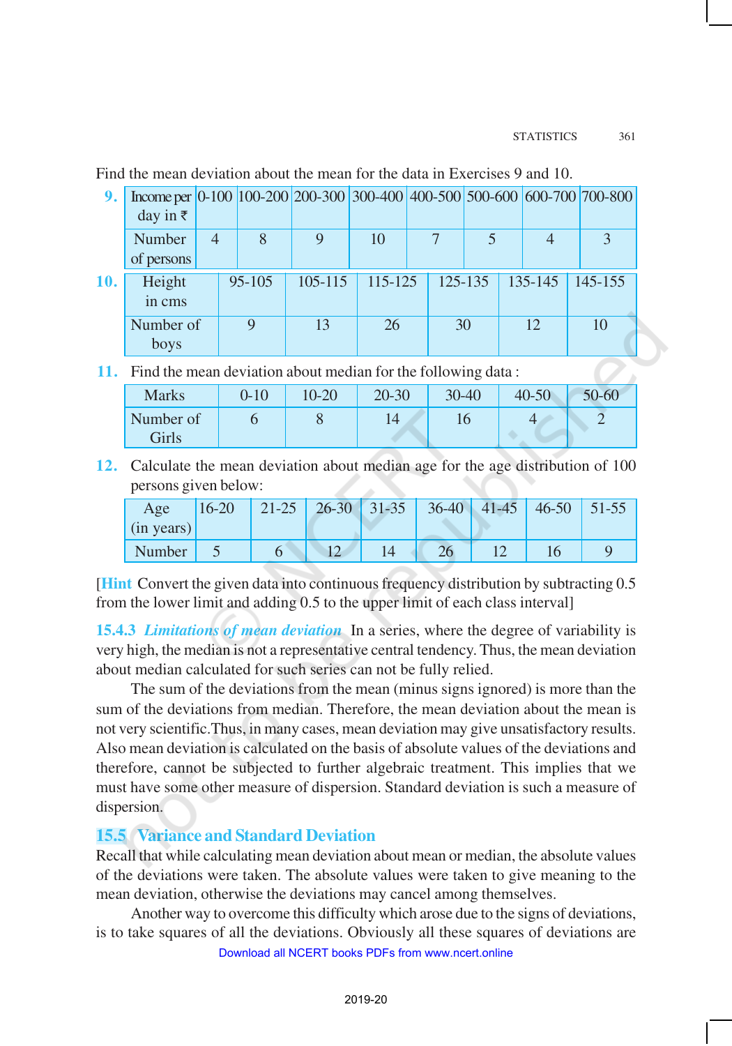Find the mean deviation about the mean for the data in Exercises 9 and 10.

**9.**

| Income per day in ₹ | 0-100 | 100-200 | 200-300 | 300-400 | 400-500 | 500-600 | 600-700 | 700-800 |
|---|---|---|---|---|---|---|---|---|
| Number of persons | 4 | 8 | 9 | 10 | 7 | 5 | 4 | 3 |

**10.**

| Height in cms | 95-105 | 105-115 | 115-125 | 125-135 | 135-145 | 145-155 |
|---|---|---|---|---|---|---|
| Number of boys | 9 | 13 | 26 | 30 | 12 | 10 |

**11.** Find the mean deviation about median for the following data :

| Marks | 0-10 | 10-20 | 20-30 | 30-40 | 40-50 | 50-60 |
|---|---|---|---|---|---|---|
| Number of Girls | 6 | 8 | 14 | 16 | 4 | 2 |

**12.** Calculate the mean deviation about median age for the age distribution of 100 persons given below:

| Age (in years) | 16-20 | 21-25 | 26-30 | 31-35 | 36-40 | 41-45 | 46-50 | 51-55 |
|---|---|---|---|---|---|---|---|---|
| Number | 5 | 6 | 12 | 14 | 26 | 12 | 16 | 9 |

[**Hint** Convert the given data into continuous frequency distribution by subtracting 0.5 from the lower limit and adding 0.5 to the upper limit of each class interval]

**15.4.3** ***Limitations of mean deviation*** In a series, where the degree of variability is very high, the median is not a representative central tendency. Thus, the mean deviation about median calculated for such series can not be fully relied.

The sum of the deviations from the mean (minus signs ignored) is more than the sum of the deviations from median. Therefore, the mean deviation about the mean is not very scientific.Thus, in many cases, mean deviation may give unsatisfactory results. Also mean deviation is calculated on the basis of absolute values of the deviations and therefore, cannot be subjected to further algebraic treatment. This implies that we must have some other measure of dispersion. Standard deviation is such a measure of dispersion.

## 15.5 Variance and Standard Deviation

Recall that while calculating mean deviation about mean or median, the absolute values of the deviations were taken. The absolute values were taken to give meaning to the mean deviation, otherwise the deviations may cancel among themselves.

Another way to overcome this difficulty which arose due to the signs of deviations, is to take squares of all the deviations. Obviously all these squares of deviations are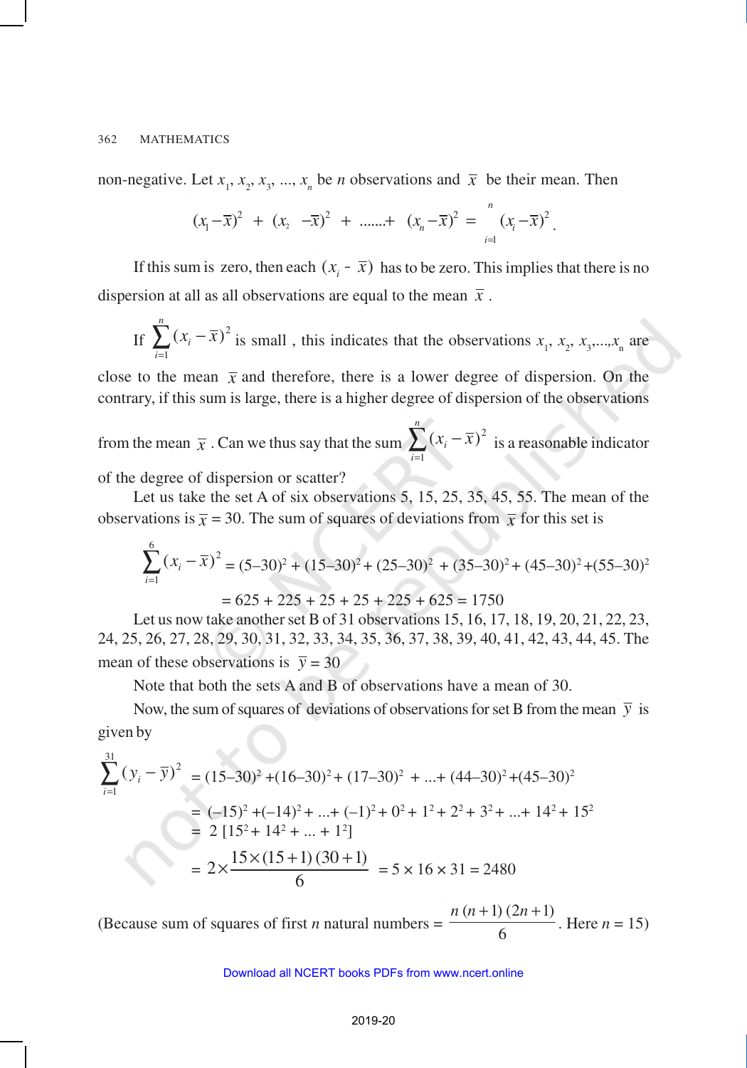non-negative. Let $x_1, x_2, x_3, ..., x_n$ be $n$ observations and $\bar{x}$ be their mean. Then

$$(x_1-\bar{x})^2 + (x_2 - \bar{x})^2 + .......+ (x_n-\bar{x})^2 = \sum_{i=1}^{n}(x_i-\bar{x})^2 .$$

If this sum is zero, then each $(x_i - \bar{x})$ has to be zero. This implies that there is no dispersion at all as all observations are equal to the mean $\bar{x}$.

If $\sum_{i=1}^{n}(x_i-\bar{x})^2$ is small , this indicates that the observations $x_1, x_2, x_3,...,x_n$ are close to the mean $\bar{x}$ and therefore, there is a lower degree of dispersion. On the contrary, if this sum is large, there is a higher degree of dispersion of the observations from the mean $\bar{x}$. Can we thus say that the sum $\sum_{i=1}^{n}(x_i-\bar{x})^2$ is a reasonable indicator of the degree of dispersion or scatter?

Let us take the set A of six observations 5, 15, 25, 35, 45, 55. The mean of the observations is $\bar{x} = 30$. The sum of squares of deviations from $\bar{x}$ for this set is

$$\sum_{i=1}^{6}(x_i-\bar{x})^2 = (5-30)^2 + (15-30)^2 + (25-30)^2 + (35-30)^2 + (45-30)^2 + (55-30)^2$$

$$= 625 + 225 + 25 + 25 + 225 + 625 = 1750$$

Let us now take another set B of 31 observations 15, 16, 17, 18, 19, 20, 21, 22, 23, 24, 25, 26, 27, 28, 29, 30, 31, 32, 33, 34, 35, 36, 37, 38, 39, 40, 41, 42, 43, 44, 45. The mean of these observations is $\bar{y} = 30$

Note that both the sets A and B of observations have a mean of 30.

Now, the sum of squares of deviations of observations for set B from the mean $\bar{y}$ is given by

$$\sum_{i=1}^{31}(y_i-\bar{y})^2 = (15-30)^2 + (16-30)^2 + (17-30)^2 + ...+ (44-30)^2 + (45-30)^2$$

$$= (-15)^2 + (-14)^2 + ...+ (-1)^2 + 0^2 + 1^2 + 2^2 + 3^2 + ...+ 14^2 + 15^2$$

$$= 2\,[15^2 + 14^2 + ... + 1^2]$$

$$= 2\times\frac{15\times(15+1)\,(30+1)}{6} = 5 \times 16 \times 31 = 2480$$

(Because sum of squares of first $n$ natural numbers $= \dfrac{n\,(n+1)\,(2n+1)}{6}$. Here $n = 15$)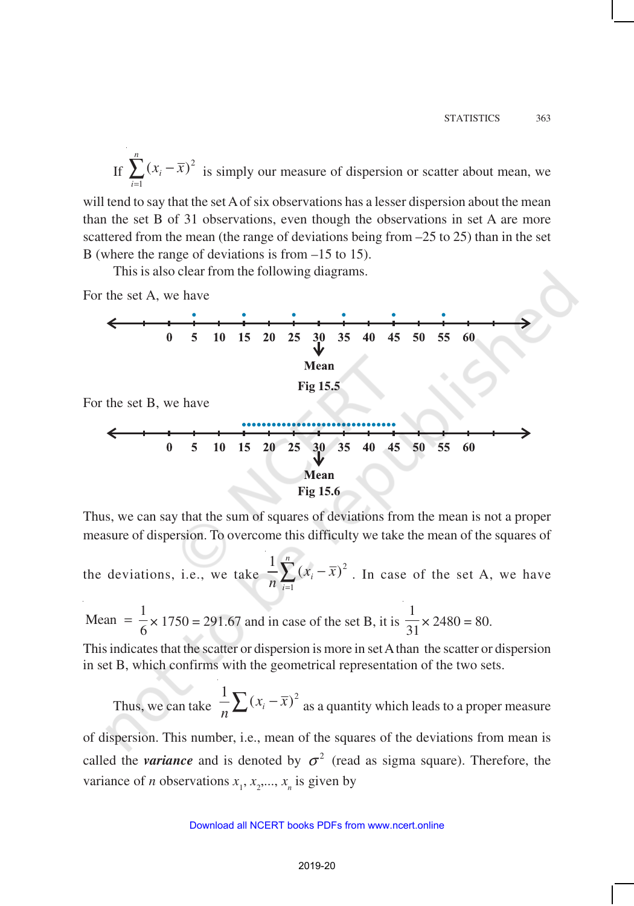If $\sum_{i=1}^{n}(x_i - \bar{x})^2$ is simply our measure of dispersion or scatter about mean, we will tend to say that the set A of six observations has a lesser dispersion about the mean than the set B of 31 observations, even though the observations in set A are more scattered from the mean (the range of deviations being from –25 to 25) than in the set B (where the range of deviations is from –15 to 15).

This is also clear from the following diagrams.

For the set A, we have

Fig 15.5

For the set B, we have

Fig 15.6

Thus, we can say that the sum of squares of deviations from the mean is not a proper measure of dispersion. To overcome this difficulty we take the mean of the squares of the deviations, i.e., we take $\frac{1}{n}\sum_{i=1}^{n}(x_i - \bar{x})^2$. In case of the set A, we have

Mean $= \frac{1}{6} \times 1750 = 291.67$ and in case of the set B, it is $\frac{1}{31} \times 2480 = 80$.

This indicates that the scatter or dispersion is more in set A than the scatter or dispersion in set B, which confirms with the geometrical representation of the two sets.

Thus, we can take $\frac{1}{n}\sum(x_i - \bar{x})^2$ as a quantity which leads to a proper measure of dispersion. This number, i.e., mean of the squares of the deviations from mean is called the ***variance*** and is denoted by $\sigma^2$ (read as sigma square). Therefore, the variance of $n$ observations $x_1, x_2, ..., x_n$ is given by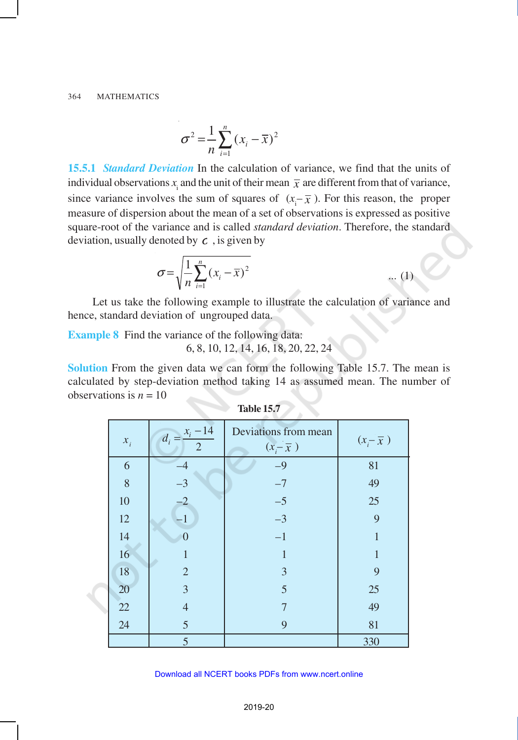$$\sigma^2 = \frac{1}{n}\sum_{i=1}^{n}(x_i - \bar{x})^2$$

**15.5.1** ***Standard Deviation*** In the calculation of variance, we find that the units of individual observations $x_i$ and the unit of their mean $\bar{x}$ are different from that of variance, since variance involves the sum of squares of $(x_i - \bar{x})$. For this reason, the proper measure of dispersion about the mean of a set of observations is expressed as positive square-root of the variance and is called *standard deviation*. Therefore, the standard deviation, usually denoted by $\sigma$, is given by

$$\sigma = \sqrt{\frac{1}{n}\sum_{i=1}^{n}(x_i - \bar{x})^2} \quad \text{... (1)}$$

Let us take the following example to illustrate the calculation of variance and hence, standard deviation of ungrouped data.

**Example 8** Find the variance of the following data:

6, 8, 10, 12, 14, 16, 18, 20, 22, 24

**Solution** From the given data we can form the following Table 15.7. The mean is calculated by step-deviation method taking 14 as assumed mean. The number of observations is $n = 10$

**Table 15.7**

| $x_i$ | $d_i = \frac{x_i - 14}{2}$ | Deviations from mean $(x_i - \bar{x})$ | $(x_i - \bar{x})^2$ |
|---|---|---|---|
| 6 | –4 | –9 | 81 |
| 8 | –3 | –7 | 49 |
| 10 | –2 | –5 | 25 |
| 12 | –1 | –3 | 9 |
| 14 | 0 | –1 | 1 |
| 16 | 1 | 1 | 1 |
| 18 | 2 | 3 | 9 |
| 20 | 3 | 5 | 25 |
| 22 | 4 | 7 | 49 |
| 24 | 5 | 9 | 81 |
| | 5 | | 330 |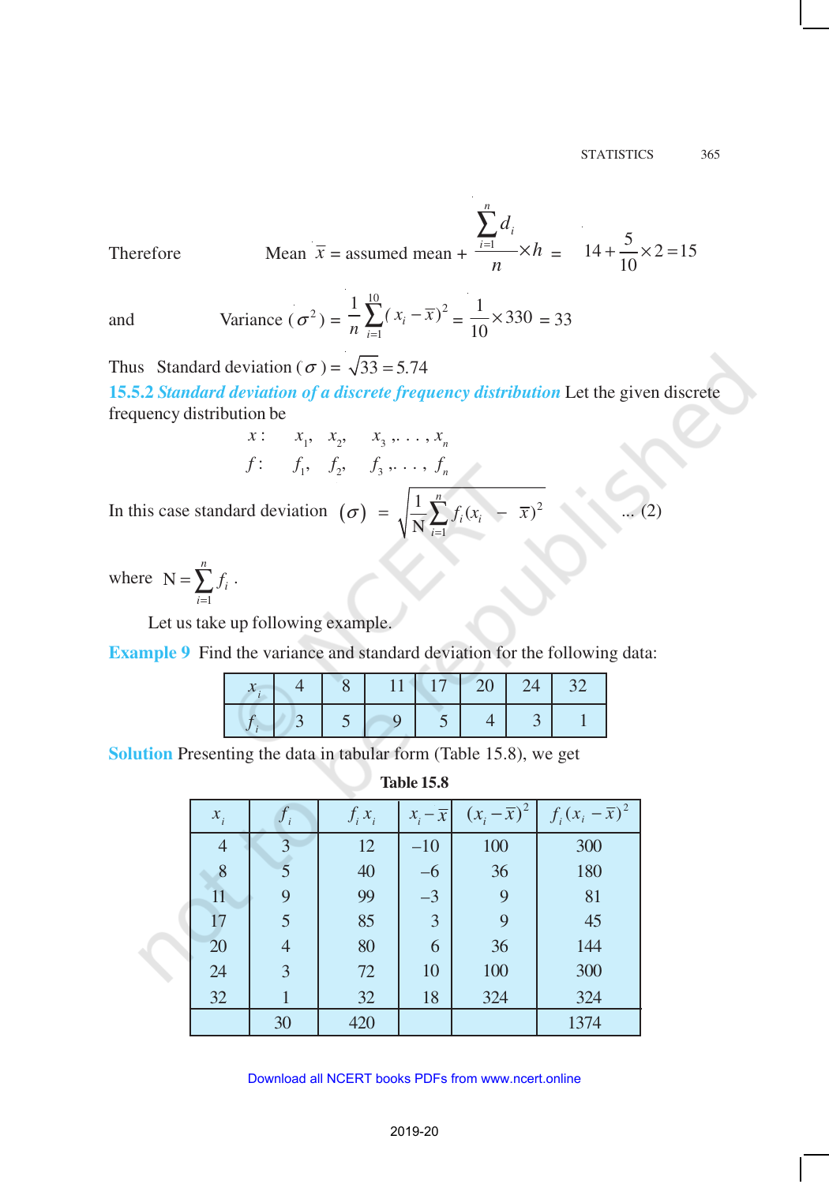Therefore $\quad$ Mean $\bar{x}$ = assumed mean + $\dfrac{\sum_{i=1}^{n} d_i}{n} \times h = 14 + \dfrac{5}{10} \times 2 = 15$

and $\quad$ Variance $(\sigma^2) = \dfrac{1}{n}\sum_{i=1}^{10}(x_i - \bar{x})^2 = \dfrac{1}{10} \times 330 = 33$

Thus $\quad$ Standard deviation $(\sigma) = \sqrt{33} = 5.74$

**15.5.2** ***Standard deviation of a discrete frequency distribution*** Let the given discrete frequency distribution be

$$x: \quad x_1, \quad x_2, \quad x_3, \ldots, x_n$$

$$f: \quad f_1, \quad f_2, \quad f_3, \ldots, f_n$$

In this case standard deviation $(\sigma) = \sqrt{\dfrac{1}{N}\sum_{i=1}^{n} f_i (x_i - \bar{x})^2}$ $\quad$ ... (2)

where $N = \sum_{i=1}^{n} f_i$ .

Let us take up following example.

**Example 9** Find the variance and standard deviation for the following data:

| $x_i$ | 4 | 8 | 11 | 17 | 20 | 24 | 32 |
|---|---|---|---|---|---|---|---|
| $f_i$ | 3 | 5 | 9 | 5 | 4 | 3 | 1 |

**Solution** Presenting the data in tabular form (Table 15.8), we get

**Table 15.8**

| $x_i$ | $f_i$ | $f_i x_i$ | $x_i - \bar{x}$ | $(x_i - \bar{x})^2$ | $f_i(x_i - \bar{x})^2$ |
|---|---|---|---|---|---|
| 4 | 3 | 12 | –10 | 100 | 300 |
| 8 | 5 | 40 | –6 | 36 | 180 |
| 11 | 9 | 99 | –3 | 9 | 81 |
| 17 | 5 | 85 | 3 | 9 | 45 |
| 20 | 4 | 80 | 6 | 36 | 144 |
| 24 | 3 | 72 | 10 | 100 | 300 |
| 32 | 1 | 32 | 18 | 324 | 324 |
| | 30 | 420 | | | 1374 |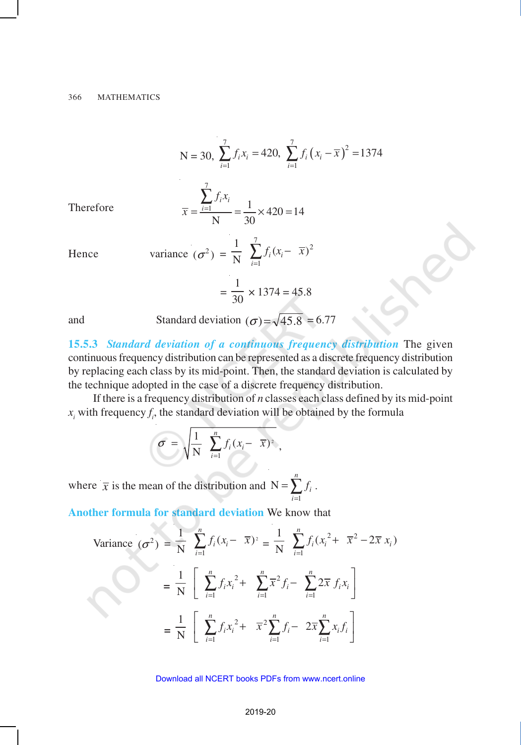$$N = 30, \sum_{i=1}^{7} f_i x_i = 420, \sum_{i=1}^{7} f_i \left(x_i - \overline{x}\right)^2 = 1374$$

Therefore
$$\overline{x} = \frac{\sum_{i=1}^{7} f_i x_i}{N} = \frac{1}{30} \times 420 = 14$$

Hence
$$\text{variance } (\sigma^2) = \frac{1}{N} \sum_{i=1}^{7} f_i (x_i - \overline{x})^2$$

$$= \frac{1}{30} \times 1374 = 45.8$$

and
$$\text{Standard deviation } (\sigma) = \sqrt{45.8} = 6.77$$

**15.5.3** ***Standard deviation of a continuous frequency distribution*** The given continuous frequency distribution can be represented as a discrete frequency distribution by replacing each class by its mid-point. Then, the standard deviation is calculated by the technique adopted in the case of a discrete frequency distribution.

If there is a frequency distribution of $n$ classes each class defined by its mid-point $x_i$ with frequency $f_i$, the standard deviation will be obtained by the formula

$$\sigma = \sqrt{\frac{1}{N} \sum_{i=1}^{n} f_i (x_i - \overline{x})^2},$$

where $\overline{x}$ is the mean of the distribution and $N = \sum_{i=1}^{n} f_i$.

**Another formula for standard deviation** We know that

$$\text{Variance } (\sigma^2) = \frac{1}{N} \sum_{i=1}^{n} f_i (x_i - \overline{x})^2 = \frac{1}{N} \sum_{i=1}^{n} f_i (x_i^2 + \overline{x}^2 - 2\overline{x}\, x_i)$$

$$= \frac{1}{N} \left[ \sum_{i=1}^{n} f_i x_i^2 + \sum_{i=1}^{n} \overline{x}^2 f_i - \sum_{i=1}^{n} 2\overline{x}\, f_i x_i \right]$$

$$= \frac{1}{N} \left[ \sum_{i=1}^{n} f_i x_i^2 + \overline{x}^2 \sum_{i=1}^{n} f_i - 2\overline{x} \sum_{i=1}^{n} x_i f_i \right]$$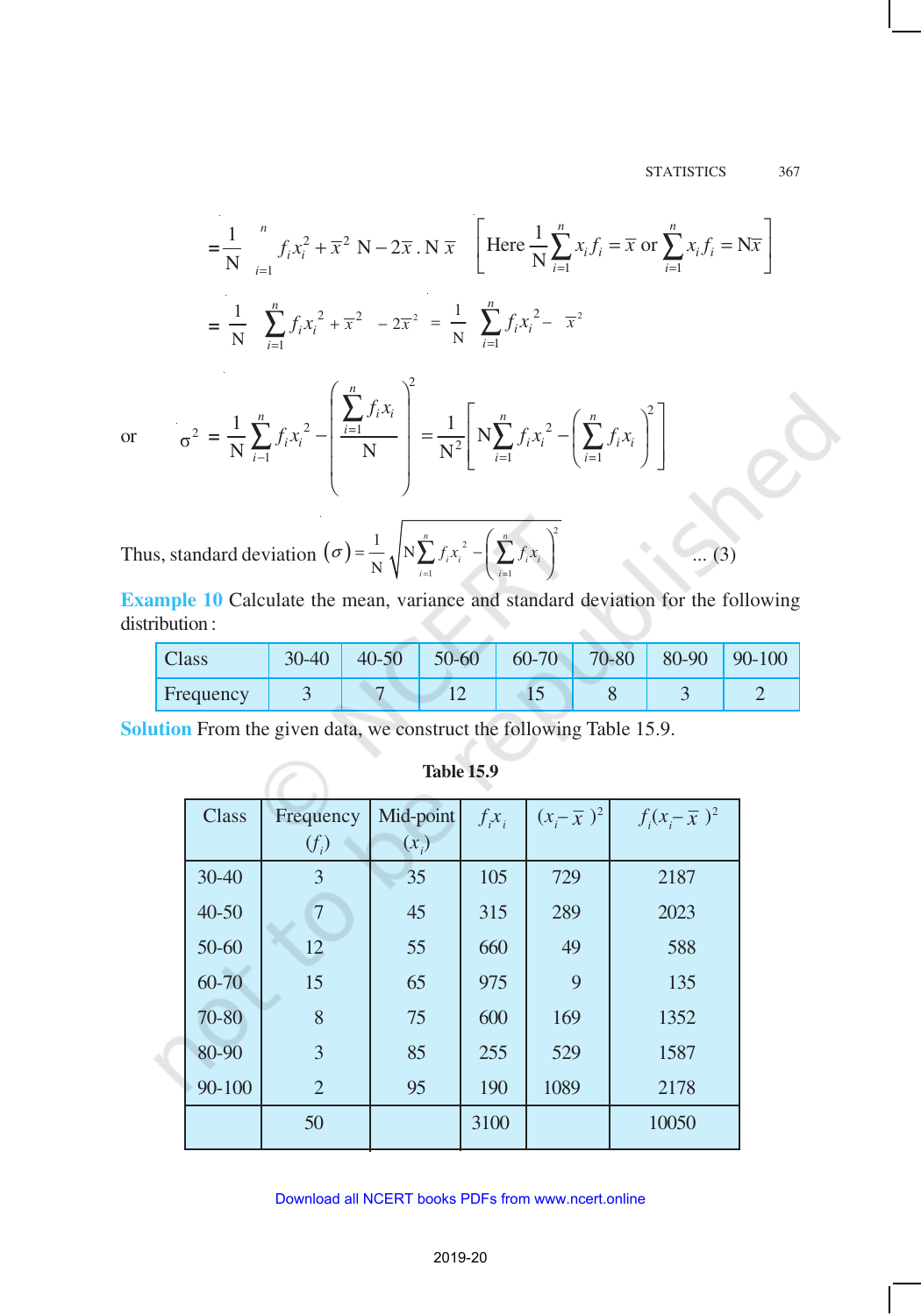$$= \frac{1}{N}\left[\sum_{i=1}^{n} f_i x_i^2 + \bar{x}^2 N - 2\bar{x}\,.\,N\bar{x}\right] \quad \left[\text{Here } \frac{1}{N}\sum_{i=1}^{n} x_i f_i = \bar{x} \text{ or } \sum_{i=1}^{n} x_i f_i = N\bar{x}\right]$$

$$= \frac{1}{N}\sum_{i=1}^{n} f_i x_i^2 + \bar{x}^2 - 2\bar{x}^2 = \frac{1}{N}\sum_{i=1}^{n} f_i x_i^2 - \bar{x}^2$$

or $$\sigma^2 = \frac{1}{N}\sum_{i=1}^{n} f_i x_i^2 - \left(\frac{\sum_{i=1}^{n} f_i x_i}{N}\right)^2 = \frac{1}{N^2}\left[N\sum_{i=1}^{n} f_i x_i^2 - \left(\sum_{i=1}^{n} f_i x_i\right)^2\right]$$

Thus, standard deviation $$(\sigma) = \frac{1}{N}\sqrt{N\sum_{i=1}^{n} f_i x_i^2 - \left(\sum_{i=1}^{n} f_i x_i\right)^2} \quad \text{... (3)}$$

**Example 10** Calculate the mean, variance and standard deviation for the following distribution :

| Class | 30-40 | 40-50 | 50-60 | 60-70 | 70-80 | 80-90 | 90-100 |
|---|---|---|---|---|---|---|---|
| Frequency | 3 | 7 | 12 | 15 | 8 | 3 | 2 |

**Solution** From the given data, we construct the following Table 15.9.

**Table 15.9**

| Class | Frequency ($f_i$) | Mid-point ($x_i$) | $f_i x_i$ | $(x_i - \bar{x})^2$ | $f_i(x_i - \bar{x})^2$ |
|---|---|---|---|---|---|
| 30-40 | 3 | 35 | 105 | 729 | 2187 |
| 40-50 | 7 | 45 | 315 | 289 | 2023 |
| 50-60 | 12 | 55 | 660 | 49 | 588 |
| 60-70 | 15 | 65 | 975 | 9 | 135 |
| 70-80 | 8 | 75 | 600 | 169 | 1352 |
| 80-90 | 3 | 85 | 255 | 529 | 1587 |
| 90-100 | 2 | 95 | 190 | 1089 | 2178 |
| | 50 | | 3100 | | 10050 |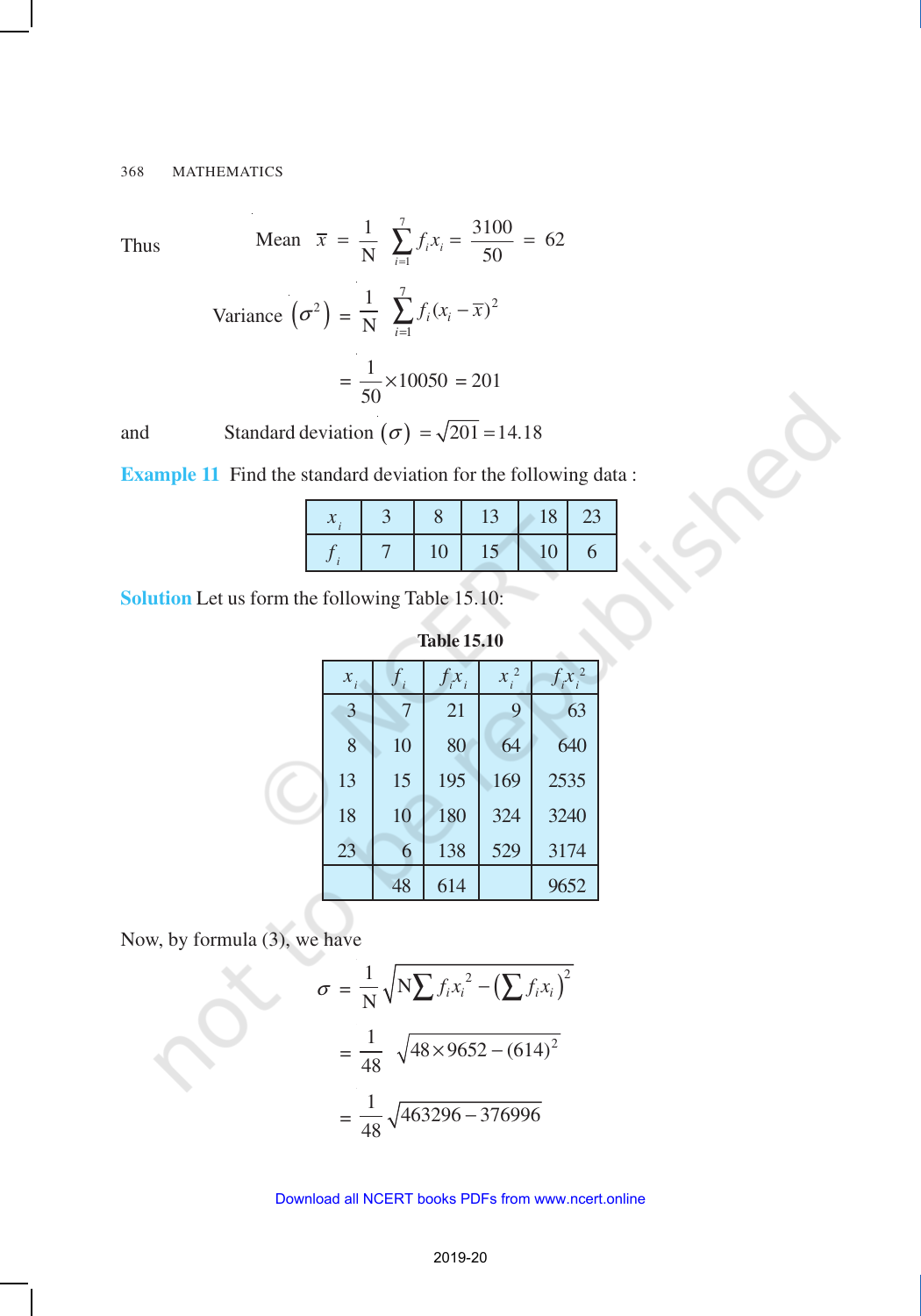Thus Mean $\bar{x} = \frac{1}{N}\sum_{i=1}^{7} f_i x_i = \frac{3100}{50} = 62$

Variance $\left(\sigma^2\right) = \frac{1}{N}\sum_{i=1}^{7} f_i (x_i - \bar{x})^2$

$$= \frac{1}{50} \times 10050 = 201$$

and Standard deviation $(\sigma) = \sqrt{201} = 14.18$

**Example 11** Find the standard deviation for the following data :

| $x_i$ | 3 | 8 | 13 | 18 | 23 |
|---|---|---|---|---|---|
| $f_i$ | 7 | 10 | 15 | 10 | 6 |

**Solution** Let us form the following Table 15.10:

**Table 15.10**

| $x_i$ | $f_i$ | $f_i x_i$ | $x_i^2$ | $f_i x_i^2$ |
|---|---|---|---|---|
| 3 | 7 | 21 | 9 | 63 |
| 8 | 10 | 80 | 64 | 640 |
| 13 | 15 | 195 | 169 | 2535 |
| 18 | 10 | 180 | 324 | 3240 |
| 23 | 6 | 138 | 529 | 3174 |
| | 48 | 614 | | 9652 |

Now, by formula (3), we have

$$\sigma = \frac{1}{N}\sqrt{N\sum f_i x_i^2 - \left(\sum f_i x_i\right)^2}$$

$$= \frac{1}{48}\sqrt{48 \times 9652 - (614)^2}$$

$$= \frac{1}{48}\sqrt{463296 - 376996}$$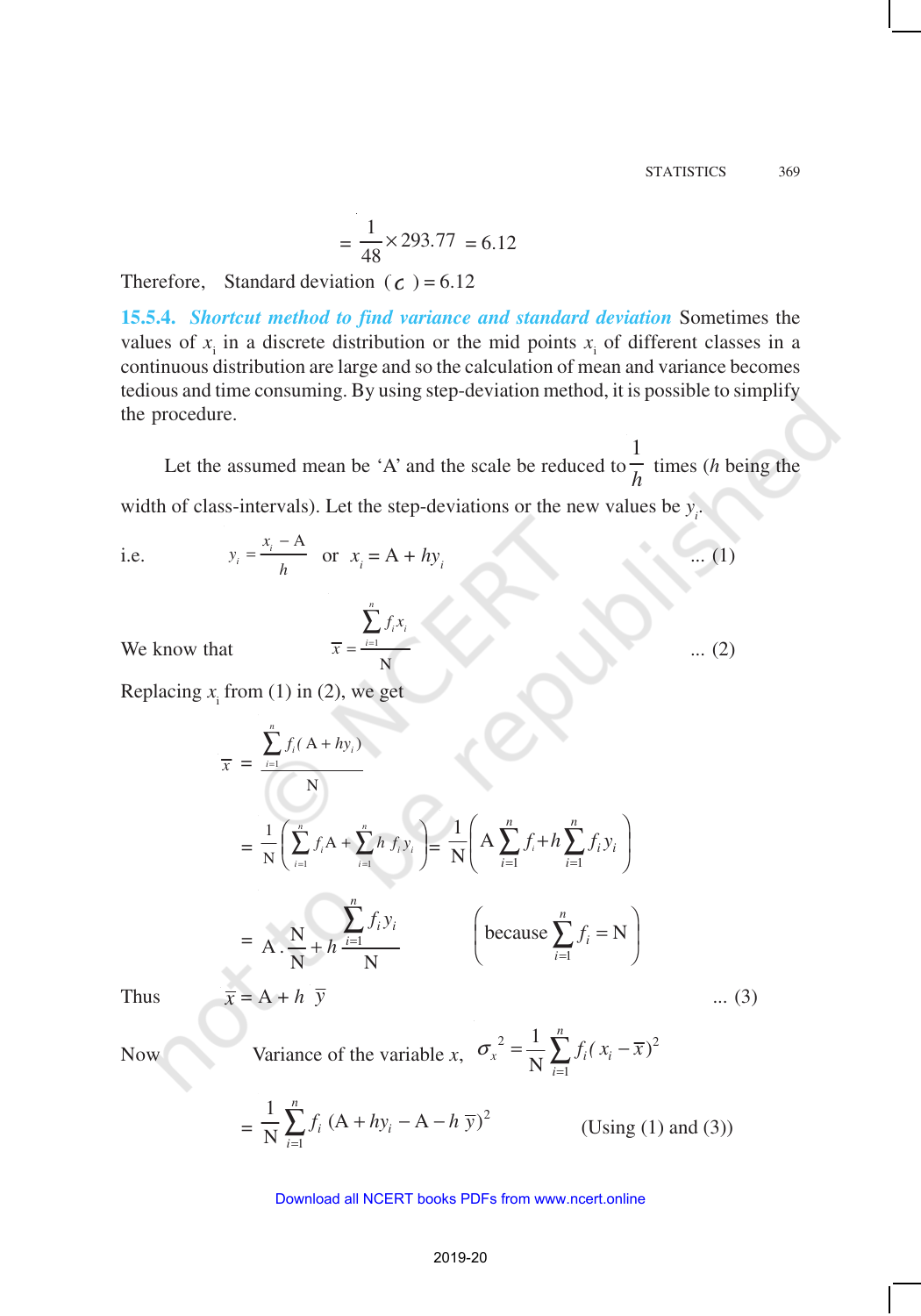$$= \frac{1}{48} \times 293.77 = 6.12$$

Therefore, Standard deviation $(\sigma) = 6.12$

**15.5.4.** ***Shortcut method to find variance and standard deviation*** Sometimes the values of $x_i$ in a discrete distribution or the mid points $x_i$ of different classes in a continuous distribution are large and so the calculation of mean and variance becomes tedious and time consuming. By using step-deviation method, it is possible to simplify the procedure.

Let the assumed mean be 'A' and the scale be reduced to $\frac{1}{h}$ times ($h$ being the width of class-intervals). Let the step-deviations or the new values be $y_i$.

i.e. $$y_i = \frac{x_i - A}{h} \quad \text{or} \quad x_i = A + hy_i \qquad \text{... (1)}$$

We know that $$\bar{x} = \frac{\sum_{i=1}^{n} f_i x_i}{N} \qquad \text{... (2)}$$

Replacing $x_i$ from (1) in (2), we get

$$\bar{x} = \frac{\sum_{i=1}^{n} f_i (A + hy_i)}{N}$$

$$= \frac{1}{N}\left(\sum_{i=1}^{n} f_i A + \sum_{i=1}^{n} h f_i y_i\right) = \frac{1}{N}\left(A\sum_{i=1}^{n} f_i + h\sum_{i=1}^{n} f_i y_i\right)$$

$$= A \cdot \frac{N}{N} + h\frac{\sum_{i=1}^{n} f_i y_i}{N} \qquad \left(\text{because } \sum_{i=1}^{n} f_i = N\right)$$

Thus $$\bar{x} = A + h\,\bar{y} \qquad \text{... (3)}$$

Now Variance of the variable $x$, $$\sigma_x^2 = \frac{1}{N}\sum_{i=1}^{n} f_i (x_i - \bar{x})^2$$

$$= \frac{1}{N}\sum_{i=1}^{n} f_i\,(A + hy_i - A - h\,\bar{y})^2 \qquad \text{(Using (1) and (3))}$$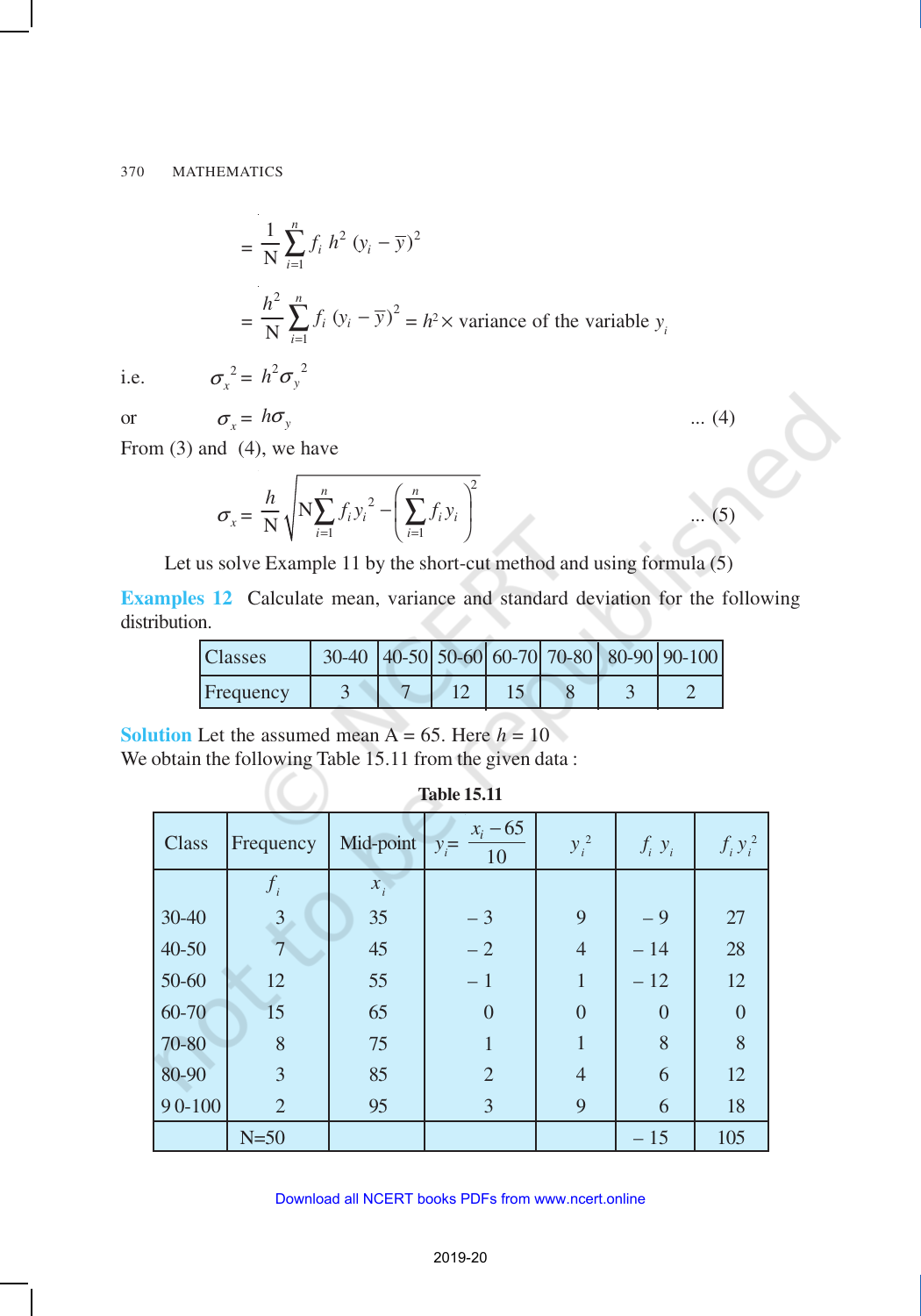$$= \frac{1}{N}\sum_{i=1}^{n} f_i\, h^2\, (y_i - \bar{y})^2$$

$$= \frac{h^2}{N}\sum_{i=1}^{n} f_i\, (y_i - \bar{y})^2 = h^2 \times \text{variance of the variable } y_i$$

i.e. $\sigma_x^{\,2} = h^2 \sigma_y^{\,2}$

or $\sigma_x = h\sigma_y$ ... (4)

From (3) and (4), we have

$$\sigma_x = \frac{h}{N}\sqrt{N\sum_{i=1}^{n} f_i y_i^{\,2} - \left(\sum_{i=1}^{n} f_i y_i\right)^2} \quad \text{... (5)}$$

Let us solve Example 11 by the short-cut method and using formula (5)

**Examples 12** Calculate mean, variance and standard deviation for the following distribution.

| Classes | 30-40 | 40-50 | 50-60 | 60-70 | 70-80 | 80-90 | 90-100 |
|---|---|---|---|---|---|---|---|
| Frequency | 3 | 7 | 12 | 15 | 8 | 3 | 2 |

**Solution** Let the assumed mean A = 65. Here $h = 10$

We obtain the following Table 15.11 from the given data :

**Table 15.11**

| Class | Frequency $f_i$ | Mid-point $x_i$ | $y_i = \frac{x_i - 65}{10}$ | $y_i^{\,2}$ | $f_i\, y_i$ | $f_i\, y_i^{\,2}$ |
|---|---|---|---|---|---|---|
| 30-40 | 3 | 35 | – 3 | 9 | – 9 | 27 |
| 40-50 | 7 | 45 | – 2 | 4 | – 14 | 28 |
| 50-60 | 12 | 55 | – 1 | 1 | – 12 | 12 |
| 60-70 | 15 | 65 | 0 | 0 | 0 | 0 |
| 70-80 | 8 | 75 | 1 | 1 | 8 | 8 |
| 80-90 | 3 | 85 | 2 | 4 | 6 | 12 |
| 90-100 | 2 | 95 | 3 | 9 | 6 | 18 |
| | N=50 | | | | – 15 | 105 |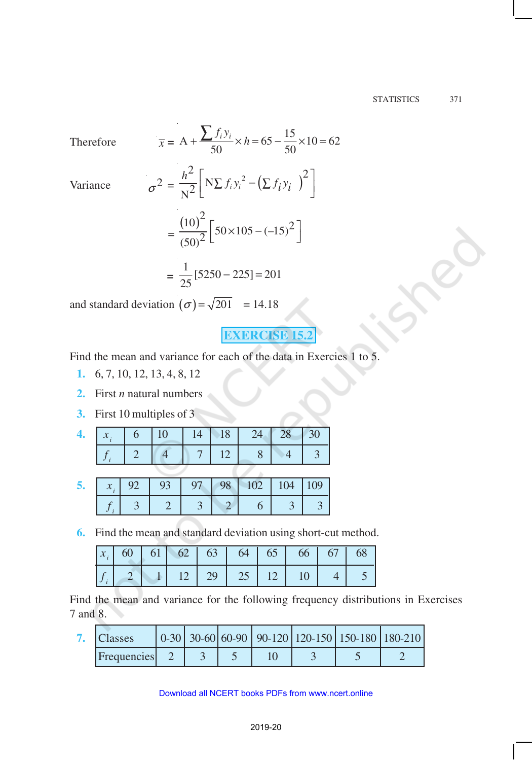Therefore $\bar{x} = A + \frac{\sum f_i y_i}{50} \times h = 65 - \frac{15}{50} \times 10 = 62$

Variance $\sigma^2 = \frac{h^2}{N^2}\left[N\sum f_i y_i^2 - \left(\sum f_i y_i\right)^2\right]$

$$= \frac{(10)^2}{(50)^2}\left[50 \times 105 - (-15)^2\right]$$

$$= \frac{1}{25}[5250 - 225] = 201$$

and standard deviation $(\sigma) = \sqrt{201} = 14.18$

## EXERCISE 15.2

Find the mean and variance for each of the data in Exercies 1 to 5.

1. 6, 7, 10, 12, 13, 4, 8, 12
2. First $n$ natural numbers
3. First 10 multiples of 3
4. 

| $x_i$ | 6 | 10 | 14 | 18 | 24 | 28 | 30 |
|---|---|---|---|---|---|---|---|
| $f_i$ | 2 | 4 | 7 | 12 | 8 | 4 | 3 |

5. 

| $x_i$ | 92 | 93 | 97 | 98 | 102 | 104 | 109 |
|---|---|---|---|---|---|---|---|
| $f_i$ | 3 | 2 | 3 | 2 | 6 | 3 | 3 |

6. Find the mean and standard deviation using short-cut method.

| $x_i$ | 60 | 61 | 62 | 63 | 64 | 65 | 66 | 67 | 68 |
|---|---|---|---|---|---|---|---|---|---|
| $f_i$ | 2 | 1 | 12 | 29 | 25 | 12 | 10 | 4 | 5 |

Find the mean and variance for the following frequency distributions in Exercises 7 and 8.

7. 

| Classes | 0-30 | 30-60 | 60-90 | 90-120 | 120-150 | 150-180 | 180-210 |
|---|---|---|---|---|---|---|---|
| Frequencies | 2 | 3 | 5 | 10 | 3 | 5 | 2 |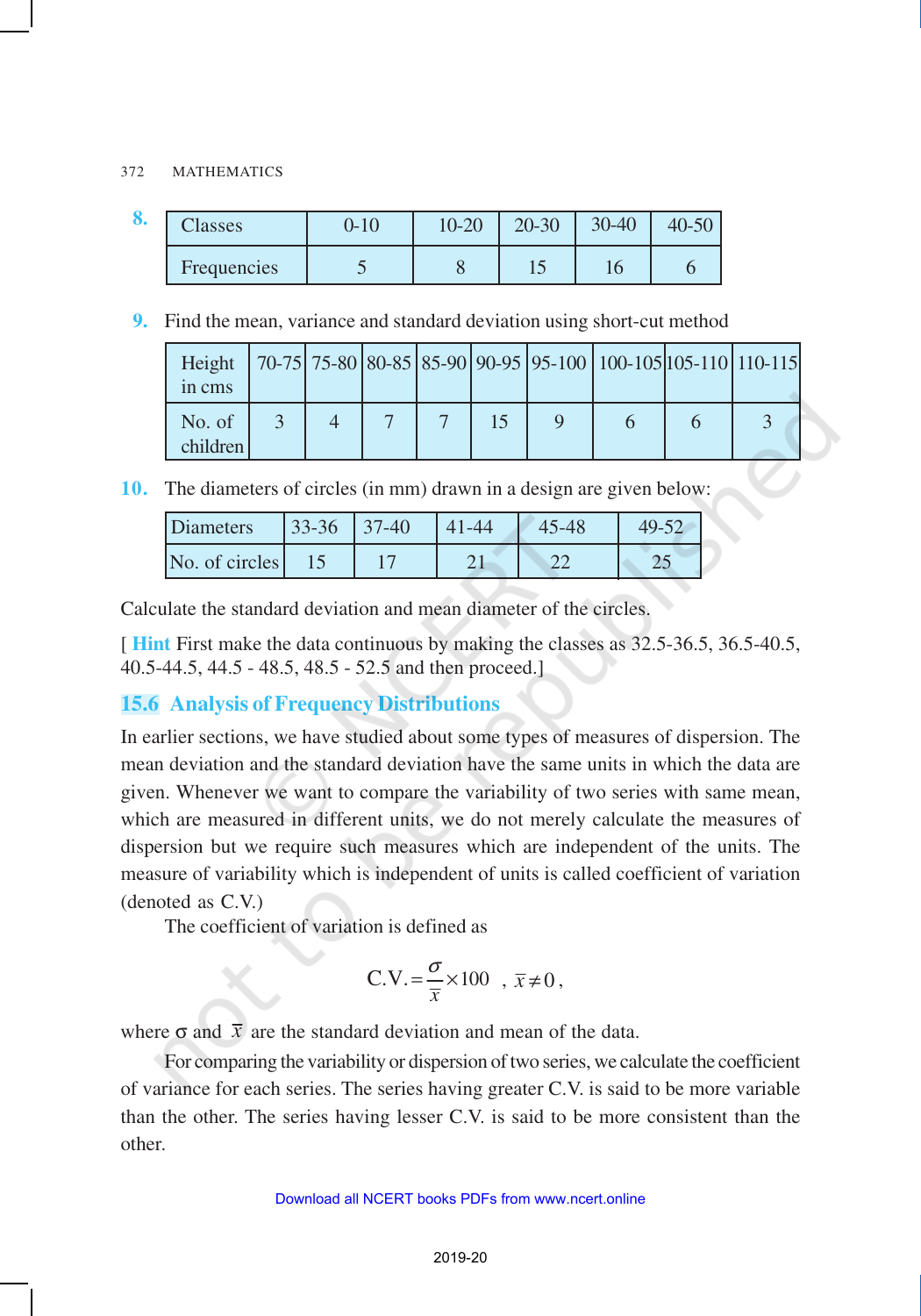**8.**

| Classes | 0-10 | 10-20 | 20-30 | 30-40 | 40-50 |
|---|---|---|---|---|---|
| Frequencies | 5 | 8 | 15 | 16 | 6 |

**9.** Find the mean, variance and standard deviation using short-cut method

| Height in cms | 70-75 | 75-80 | 80-85 | 85-90 | 90-95 | 95-100 | 100-105 | 105-110 | 110-115 |
|---|---|---|---|---|---|---|---|---|---|
| No. of children | 3 | 4 | 7 | 7 | 15 | 9 | 6 | 6 | 3 |

**10.** The diameters of circles (in mm) drawn in a design are given below:

| Diameters | 33-36 | 37-40 | 41-44 | 45-48 | 49-52 |
|---|---|---|---|---|---|
| No. of circles | 15 | 17 | 21 | 22 | 25 |

Calculate the standard deviation and mean diameter of the circles.

[ **Hint** First make the data continuous by making the classes as 32.5-36.5, 36.5-40.5, 40.5-44.5, 44.5 - 48.5, 48.5 - 52.5 and then proceed.]

## 15.6 Analysis of Frequency Distributions

In earlier sections, we have studied about some types of measures of dispersion. The mean deviation and the standard deviation have the same units in which the data are given. Whenever we want to compare the variability of two series with same mean, which are measured in different units, we do not merely calculate the measures of dispersion but we require such measures which are independent of the units. The measure of variability which is independent of units is called coefficient of variation (denoted as C.V.)

The coefficient of variation is defined as

$$\text{C.V.} = \frac{\sigma}{\bar{x}} \times 100 \ , \ \bar{x} \neq 0,$$

where $\sigma$ and $\bar{x}$ are the standard deviation and mean of the data.

For comparing the variability or dispersion of two series, we calculate the coefficient of variance for each series. The series having greater C.V. is said to be more variable than the other. The series having lesser C.V. is said to be more consistent than the other.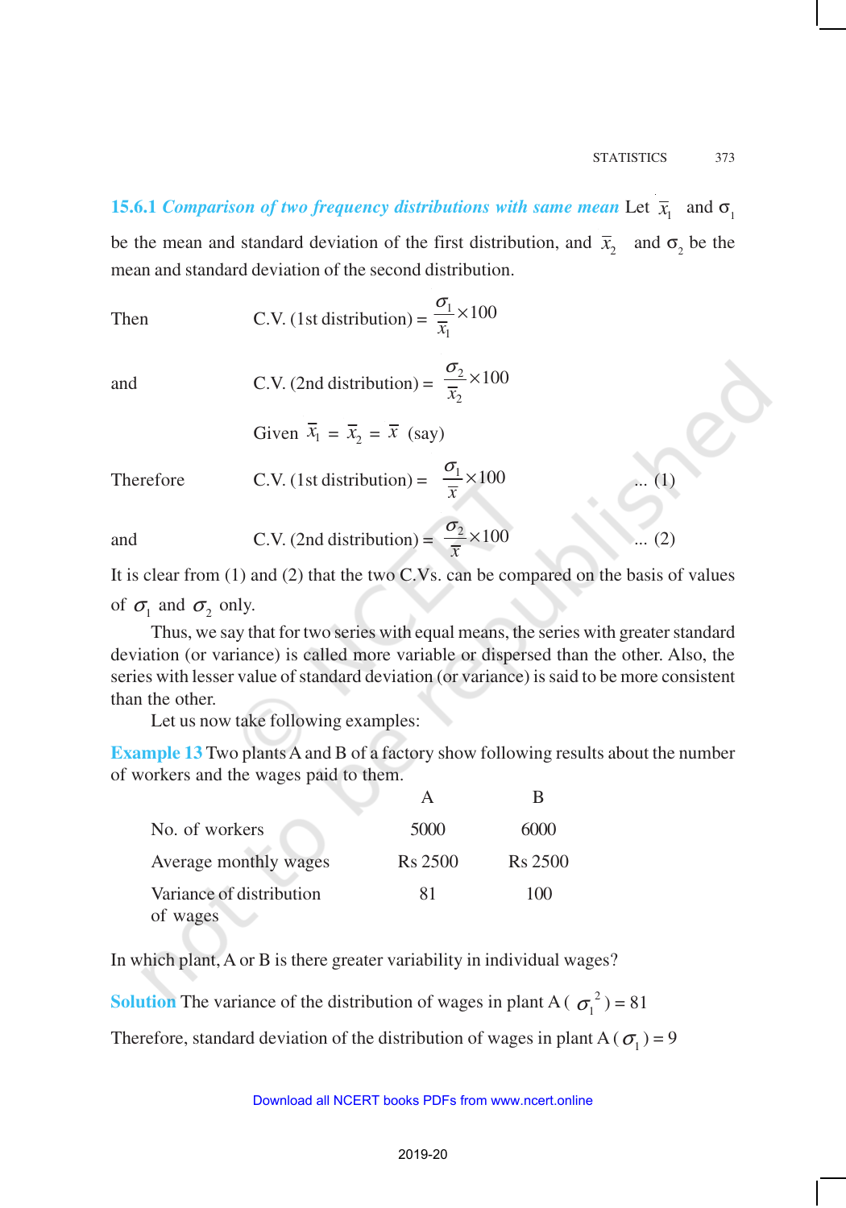### 15.6.1 *Comparison of two frequency distributions with same mean*

Let $\bar{x}_1$ and $\sigma_1$ be the mean and standard deviation of the first distribution, and $\bar{x}_2$ and $\sigma_2$ be the mean and standard deviation of the second distribution.

Then C.V. (1st distribution) = $\dfrac{\sigma_1}{\bar{x}_1} \times 100$

and C.V. (2nd distribution) = $\dfrac{\sigma_2}{\bar{x}_2} \times 100$

Given $\bar{x}_1 = \bar{x}_2 = \bar{x}$ (say)

Therefore C.V. (1st distribution) = $\dfrac{\sigma_1}{\bar{x}} \times 100$ ... (1)

and C.V. (2nd distribution) = $\dfrac{\sigma_2}{\bar{x}} \times 100$ ... (2)

It is clear from (1) and (2) that the two C.Vs. can be compared on the basis of values of $\sigma_1$ and $\sigma_2$ only.

Thus, we say that for two series with equal means, the series with greater standard deviation (or variance) is called more variable or dispersed than the other. Also, the series with lesser value of standard deviation (or variance) is said to be more consistent than the other.

Let us now take following examples:

**Example 13** Two plants A and B of a factory show following results about the number of workers and the wages paid to them.

| | A | B |
|---|---|---|
| No. of workers | 5000 | 6000 |
| Average monthly wages | Rs 2500 | Rs 2500 |
| Variance of distribution of wages | 81 | 100 |

In which plant, A or B is there greater variability in individual wages?

**Solution** The variance of the distribution of wages in plant A ($\sigma_1^2$) = 81

Therefore, standard deviation of the distribution of wages in plant A ($\sigma_1$) = 9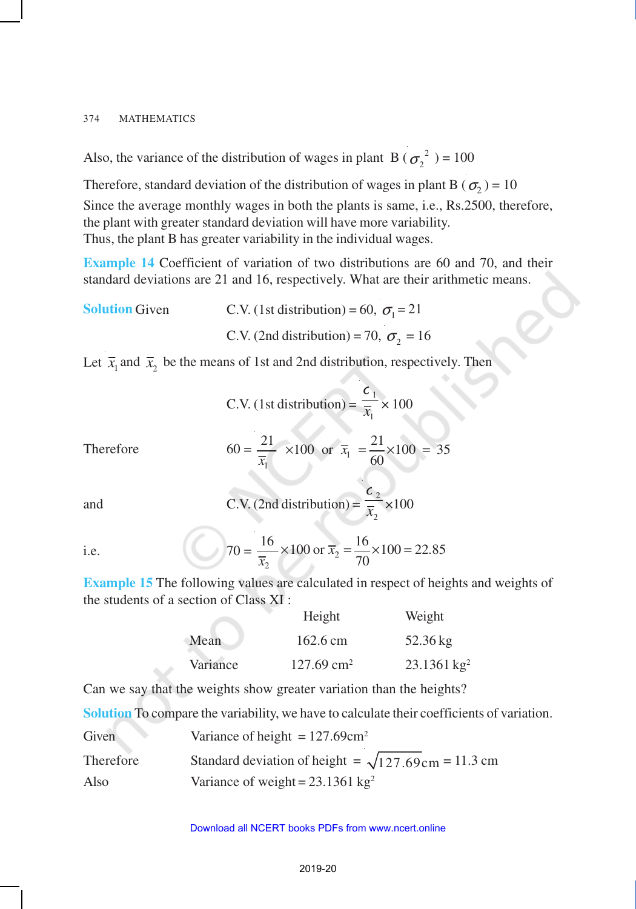Also, the variance of the distribution of wages in plant B ($\sigma_2^2$) = 100

Therefore, standard deviation of the distribution of wages in plant B ($\sigma_2$) = 10

Since the average monthly wages in both the plants is same, i.e., Rs.2500, therefore, the plant with greater standard deviation will have more variability.

Thus, the plant B has greater variability in the individual wages.

**Example 14** Coefficient of variation of two distributions are 60 and 70, and their standard deviations are 21 and 16, respectively. What are their arithmetic means.

**Solution** Given C.V. (1st distribution) = 60, $\sigma_1 = 21$

C.V. (2nd distribution) = 70, $\sigma_2 = 16$

Let $\bar{x}_1$ and $\bar{x}_2$ be the means of 1st and 2nd distribution, respectively. Then

$$\text{C.V. (1st distribution)} = \frac{\sigma_1}{\bar{x}_1} \times 100$$

Therefore

$$60 = \frac{21}{\bar{x}_1} \times 100 \quad \text{or} \quad \bar{x}_1 = \frac{21}{60} \times 100 = 35$$

and

$$\text{C.V. (2nd distribution)} = \frac{\sigma_2}{\bar{x}_2} \times 100$$

i.e.

$$70 = \frac{16}{\bar{x}_2} \times 100 \text{ or } \bar{x}_2 = \frac{16}{70} \times 100 = 22.85$$

**Example 15** The following values are calculated in respect of heights and weights of the students of a section of Class XI :

| | Height | Weight |
|---|---|---|
| Mean | 162.6 cm | 52.36 kg |
| Variance | 127.69 cm$^2$ | 23.1361 kg$^2$ |

Can we say that the weights show greater variation than the heights?

**Solution** To compare the variability, we have to calculate their coefficients of variation.

Given Variance of height = 127.69cm$^2$

Therefore Standard deviation of height = $\sqrt{127.69}$ cm = 11.3 cm

Also Variance of weight = 23.1361 kg$^2$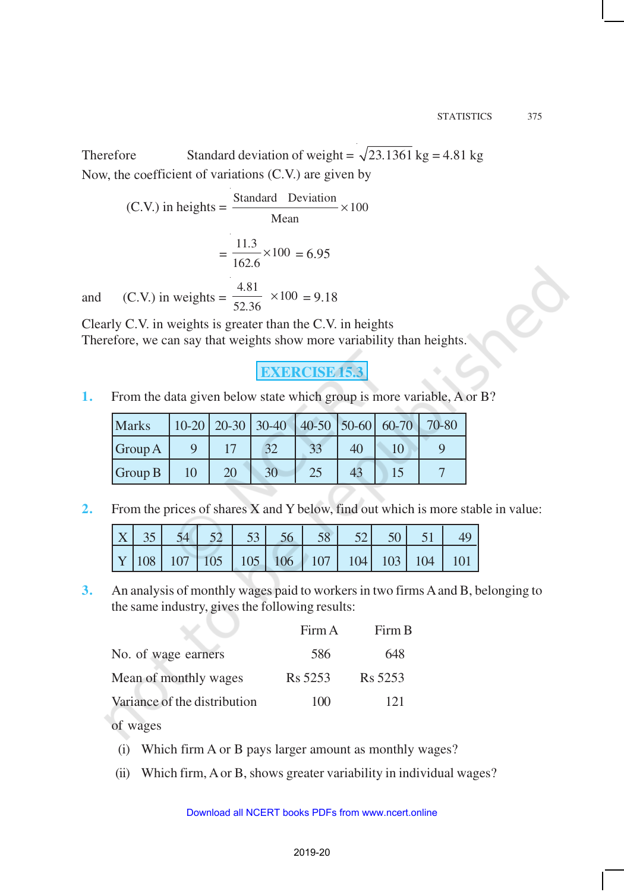Therefore Standard deviation of weight = $\sqrt{23.1361}$ kg = 4.81 kg

Now, the coefficient of variations (C.V.) are given by

$$\text{(C.V.) in heights} = \frac{\text{Standard Deviation}}{\text{Mean}} \times 100$$

$$= \frac{11.3}{162.6} \times 100 = 6.95$$

and $$\text{(C.V.) in weights} = \frac{4.81}{52.36} \times 100 = 9.18$$

Clearly C.V. in weights is greater than the C.V. in heights

Therefore, we can say that weights show more variability than heights.

## EXERCISE 15.3

**1.** From the data given below state which group is more variable, A or B?

| Marks | 10-20 | 20-30 | 30-40 | 40-50 | 50-60 | 60-70 | 70-80 |
|---|---|---|---|---|---|---|---|
| Group A | 9 | 17 | 32 | 33 | 40 | 10 | 9 |
| Group B | 10 | 20 | 30 | 25 | 43 | 15 | 7 |

**2.** From the prices of shares X and Y below, find out which is more stable in value:

| X | 35 | 54 | 52 | 53 | 56 | 58 | 52 | 50 | 51 | 49 |
|---|---|---|---|---|---|---|---|---|---|---|
| Y | 108 | 107 | 105 | 105 | 106 | 107 | 104 | 103 | 104 | 101 |

**3.** An analysis of monthly wages paid to workers in two firms A and B, belonging to the same industry, gives the following results:

| | Firm A | Firm B |
|---|---|---|
| No. of wage earners | 586 | 648 |
| Mean of monthly wages | Rs 5253 | Rs 5253 |
| Variance of the distribution of wages | 100 | 121 |

(i) Which firm A or B pays larger amount as monthly wages?

(ii) Which firm, A or B, shows greater variability in individual wages?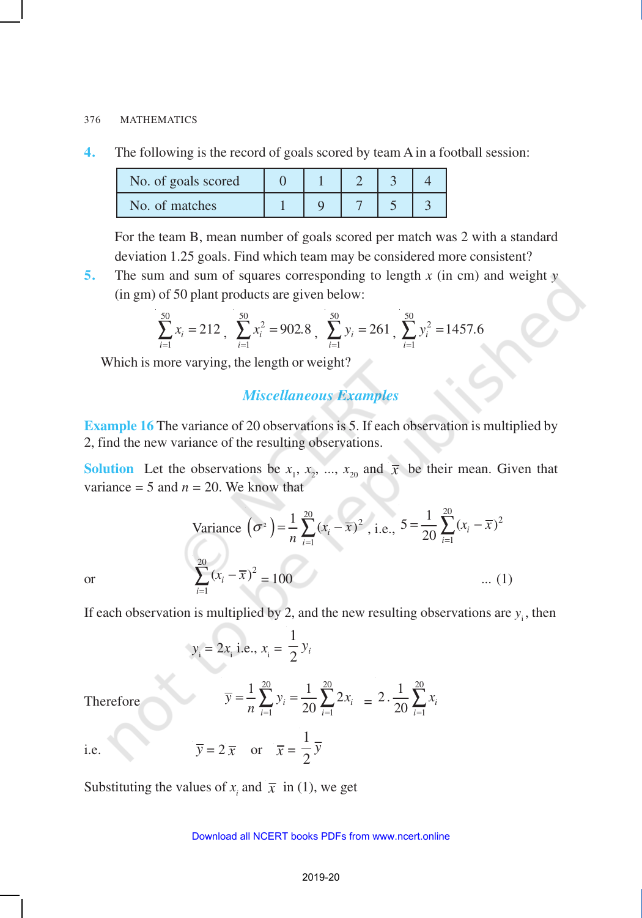**4.** The following is the record of goals scored by team A in a football session:

| No. of goals scored | 0 | 1 | 2 | 3 | 4 |
|---|---|---|---|---|---|
| No. of matches | 1 | 9 | 7 | 5 | 3 |

For the team B, mean number of goals scored per match was 2 with a standard deviation 1.25 goals. Find which team may be considered more consistent?

**5.** The sum and sum of squares corresponding to length $x$ (in cm) and weight $y$ (in gm) of 50 plant products are given below:

$$\sum_{i=1}^{50} x_i = 212,\quad \sum_{i=1}^{50} x_i^2 = 902.8,\quad \sum_{i=1}^{50} y_i = 261,\quad \sum_{i=1}^{50} y_i^2 = 1457.6$$

Which is more varying, the length or weight?

## *Miscellaneous Examples*

**Example 16** The variance of 20 observations is 5. If each observation is multiplied by 2, find the new variance of the resulting observations.

**Solution** Let the observations be $x_1, x_2, ..., x_{20}$ and $\bar{x}$ be their mean. Given that variance = 5 and $n = 20$. We know that

$$\text{Variance } (\sigma^2) = \frac{1}{n}\sum_{i=1}^{20}(x_i - \bar{x})^2, \text{ i.e., } 5 = \frac{1}{20}\sum_{i=1}^{20}(x_i - \bar{x})^2$$

or $$\sum_{i=1}^{20}(x_i - \bar{x})^2 = 100 \qquad \text{... (1)}$$

If each observation is multiplied by 2, and the new resulting observations are $y_i$, then

$$y_i = 2x_i \text{ i.e., } x_i = \frac{1}{2}y_i$$

Therefore $$\bar{y} = \frac{1}{n}\sum_{i=1}^{20} y_i = \frac{1}{20}\sum_{i=1}^{20} 2x_i = 2 . \frac{1}{20}\sum_{i=1}^{20} x_i$$

i.e. $$\bar{y} = 2\bar{x} \quad \text{or} \quad \bar{x} = \frac{1}{2}\bar{y}$$

Substituting the values of $x_i$ and $\bar{x}$ in (1), we get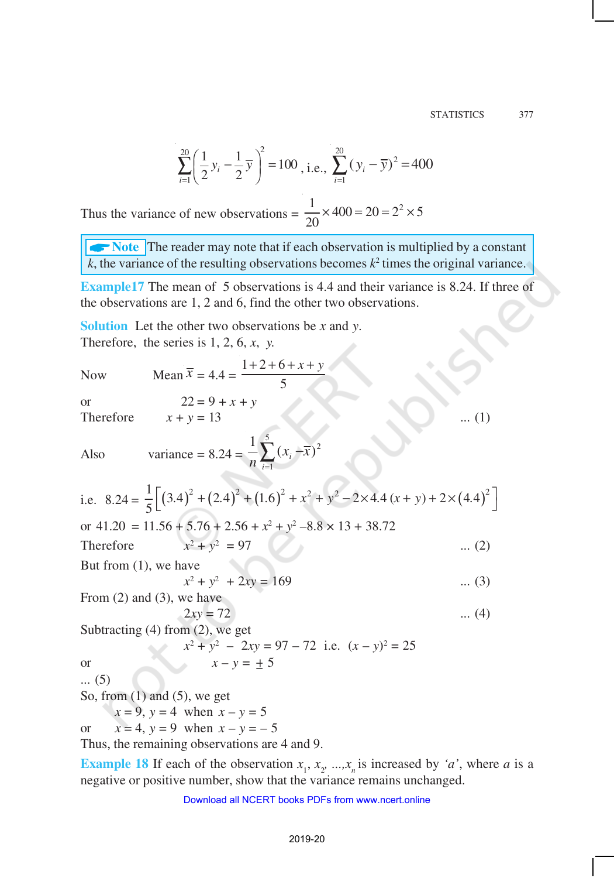$$\sum_{i=1}^{20}\left(\frac{1}{2}y_i - \frac{1}{2}\overline{y}\right)^2 = 100 \text{, i.e., } \sum_{i=1}^{20}(y_i - \overline{y})^2 = 400$$

Thus the variance of new observations $= \frac{1}{20} \times 400 = 20 = 2^2 \times 5$

**Note** The reader may note that if each observation is multiplied by a constant $k$, the variance of the resulting observations becomes $k^2$ times the original variance.

**Example 17** The mean of 5 observations is 4.4 and their variance is 8.24. If three of the observations are 1, 2 and 6, find the other two observations.

**Solution** Let the other two observations be $x$ and $y$.
Therefore, the series is 1, 2, 6, $x$, $y$.

Now Mean $\overline{x} = 4.4 = \frac{1+2+6+x+y}{5}$

or $22 = 9 + x + y$

Therefore $x + y = 13$ ... (1)

Also variance $= 8.24 = \frac{1}{n}\sum_{i=1}^{5}(x_i - \overline{x})^2$

i.e. $8.24 = \frac{1}{5}\left[(3.4)^2 + (2.4)^2 + (1.6)^2 + x^2 + y^2 - 2 \times 4.4\,(x+y) + 2 \times (4.4)^2\right]$

or $41.20 = 11.56 + 5.76 + 2.56 + x^2 + y^2 - 8.8 \times 13 + 38.72$

Therefore $x^2 + y^2 = 97$ ... (2)

But from (1), we have

$x^2 + y^2 + 2xy = 169$ ... (3)

From (2) and (3), we have

$2xy = 72$ ... (4)

Subtracting (4) from (2), we get

$x^2 + y^2 - 2xy = 97 - 72$ i.e. $(x - y)^2 = 25$

or $x - y = \pm 5$

... (5)

So, from (1) and (5), we get

$x = 9$, $y = 4$ when $x - y = 5$

or $x = 4$, $y = 9$ when $x - y = -5$

Thus, the remaining observations are 4 and 9.

**Example 18** If each of the observation $x_1, x_2, ..., x_n$ is increased by '$a$', where $a$ is a negative or positive number, show that the variance remains unchanged.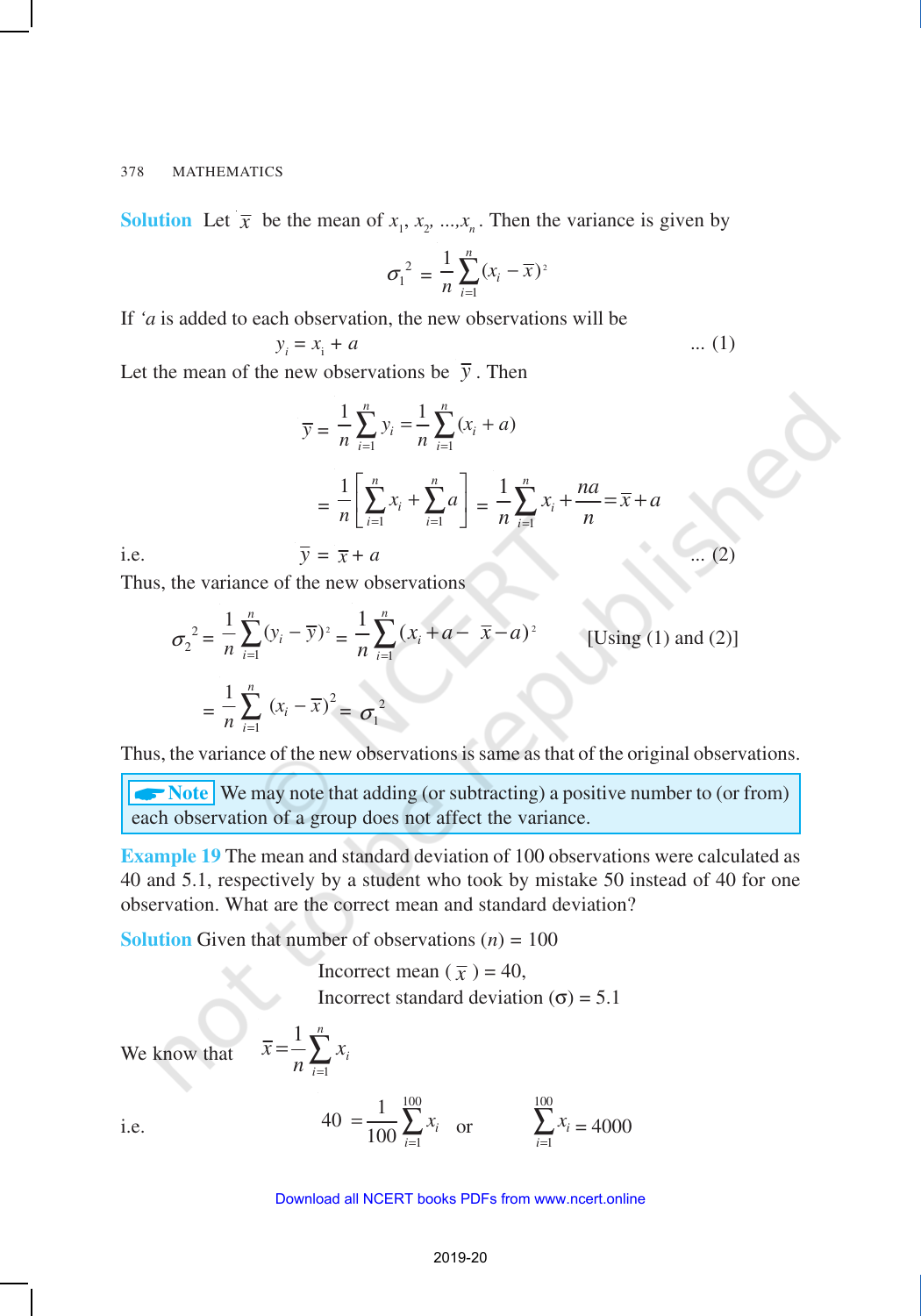**Solution** Let $\bar{x}$ be the mean of $x_1, x_2, ..., x_n$. Then the variance is given by

$$\sigma_1^2 = \frac{1}{n}\sum_{i=1}^{n}(x_i - \bar{x})^2$$

If '$a$ is added to each observation, the new observations will be

$$y_i = x_i + a \qquad \text{... (1)}$$

Let the mean of the new observations be $\bar{y}$. Then

$$\bar{y} = \frac{1}{n}\sum_{i=1}^{n} y_i = \frac{1}{n}\sum_{i=1}^{n}(x_i + a)$$

$$= \frac{1}{n}\left[\sum_{i=1}^{n} x_i + \sum_{i=1}^{n} a\right] = \frac{1}{n}\sum_{i=1}^{n} x_i + \frac{na}{n} = \bar{x} + a$$

i.e.

$$\bar{y} = \bar{x} + a \qquad \text{... (2)}$$

Thus, the variance of the new observations

$$\sigma_2^2 = \frac{1}{n}\sum_{i=1}^{n}(y_i - \bar{y})^2 = \frac{1}{n}\sum_{i=1}^{n}(x_i + a - \bar{x} - a)^2 \qquad \text{[Using (1) and (2)]}$$

$$= \frac{1}{n}\sum_{i=1}^{n}(x_i - \bar{x})^2 = \sigma_1^2$$

Thus, the variance of the new observations is same as that of the original observations.

> **Note** We may note that adding (or subtracting) a positive number to (or from) each observation of a group does not affect the variance.

**Example 19** The mean and standard deviation of 100 observations were calculated as 40 and 5.1, respectively by a student who took by mistake 50 instead of 40 for one observation. What are the correct mean and standard deviation?

**Solution** Given that number of observations ($n$) = 100

Incorrect mean ($\bar{x}$) = 40,

Incorrect standard deviation ($\sigma$) = 5.1

We know that $\bar{x} = \frac{1}{n}\sum_{i=1}^{n} x_i$

i.e. $40 = \frac{1}{100}\sum_{i=1}^{100} x_i$ or $\sum_{i=1}^{100} x_i = 4000$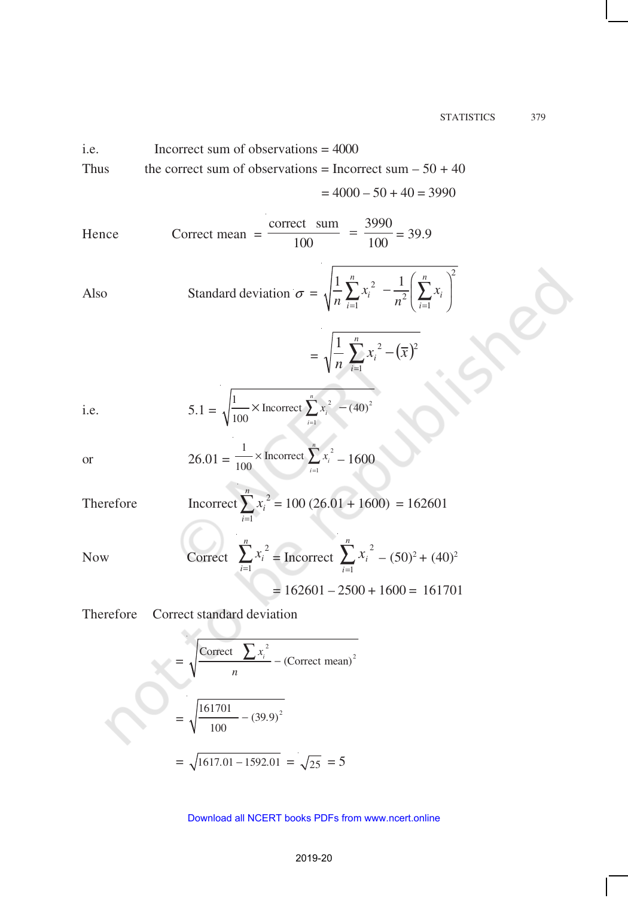i.e. Incorrect sum of observations = 4000

Thus the correct sum of observations = Incorrect sum – 50 + 40

$$= 4000 - 50 + 40 = 3990$$

Hence Correct mean $= \dfrac{\text{correct sum}}{100} = \dfrac{3990}{100} = 39.9$

Also Standard deviation $\sigma = \sqrt{\dfrac{1}{n}\sum_{i=1}^{n} x_i^2 - \dfrac{1}{n^2}\left(\sum_{i=1}^{n} x_i\right)^2}$

$$= \sqrt{\frac{1}{n}\sum_{i=1}^{n} x_i^2 - (\bar{x})^2}$$

i.e. $5.1 = \sqrt{\dfrac{1}{100} \times \text{Incorrect} \sum_{i=1}^{n} x_i^2 - (40)^2}$

or $26.01 = \dfrac{1}{100} \times \text{Incorrect} \sum_{i=1}^{n} x_i^2 - 1600$

Therefore Incorrect $\sum_{i=1}^{n} x_i^2 = 100\,(26.01 + 1600) = 162601$

Now Correct $\sum_{i=1}^{n} x_i^2 = \text{Incorrect} \sum_{i=1}^{n} x_i^2 - (50)^2 + (40)^2$

$$= 162601 - 2500 + 1600 = 161701$$

Therefore Correct standard deviation

$$= \sqrt{\frac{\text{Correct} \sum x_i^2}{n} - (\text{Correct mean})^2}$$

$$= \sqrt{\frac{161701}{100} - (39.9)^2}$$

$$= \sqrt{1617.01 - 1592.01} = \sqrt{25} = 5$$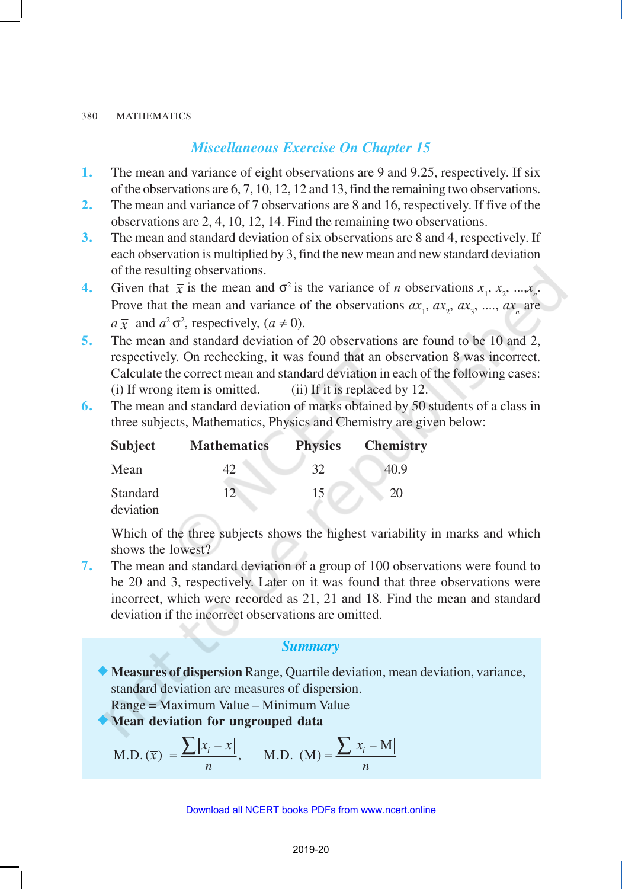## *Miscellaneous Exercise On Chapter 15*

1. The mean and variance of eight observations are 9 and 9.25, respectively. If six of the observations are 6, 7, 10, 12, 12 and 13, find the remaining two observations.
2. The mean and variance of 7 observations are 8 and 16, respectively. If five of the observations are 2, 4, 10, 12, 14. Find the remaining two observations.
3. The mean and standard deviation of six observations are 8 and 4, respectively. If each observation is multiplied by 3, find the new mean and new standard deviation of the resulting observations.
4. Given that $\bar{x}$ is the mean and $\sigma^2$ is the variance of $n$ observations $x_1, x_2, ..., x_n$. Prove that the mean and variance of the observations $ax_1, ax_2, ax_3, ...., ax_n$ are $a\bar{x}$ and $a^2\sigma^2$, respectively, $(a \neq 0)$.
5. The mean and standard deviation of 20 observations are found to be 10 and 2, respectively. On rechecking, it was found that an observation 8 was incorrect. Calculate the correct mean and standard deviation in each of the following cases:
   (i) If wrong item is omitted. (ii) If it is replaced by 12.
6. The mean and standard deviation of marks obtained by 50 students of a class in three subjects, Mathematics, Physics and Chemistry are given below:

| **Subject** | **Mathematics** | **Physics** | **Chemistry** |
|---|---|---|---|
| Mean | 42 | 32 | 40.9 |
| Standard deviation | 12 | 15 | 20 |

   Which of the three subjects shows the highest variability in marks and which shows the lowest?
7. The mean and standard deviation of a group of 100 observations were found to be 20 and 3, respectively. Later on it was found that three observations were incorrect, which were recorded as 21, 21 and 18. Find the mean and standard deviation if the incorrect observations are omitted.

### *Summary*

- **Measures of dispersion** Range, Quartile deviation, mean deviation, variance, standard deviation are measures of dispersion.
  Range = Maximum Value – Minimum Value
- **Mean deviation for ungrouped data**

$$\text{M.D.}(\bar{x}) = \frac{\sum |x_i - \bar{x}|}{n}, \qquad \text{M.D. (M)} = \frac{\sum |x_i - \text{M}|}{n}$$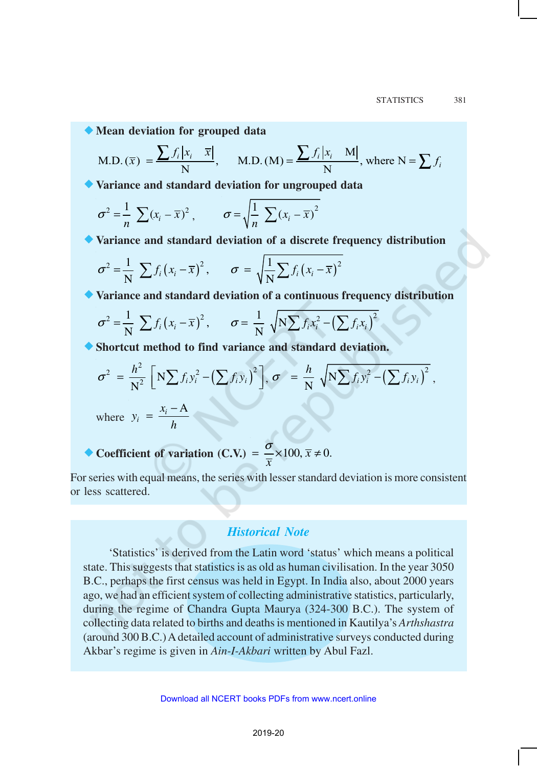- **Mean deviation for grouped data**

$$\text{M.D.}(\bar{x}) = \frac{\sum f_i |x_i - \bar{x}|}{\text{N}}, \quad \text{M.D.}(\text{M}) = \frac{\sum f_i |x_i - \text{M}|}{\text{N}}, \text{ where N} = \sum f_i$$

- **Variance and standard deviation for ungrouped data**

$$\sigma^2 = \frac{1}{n} \sum (x_i - \bar{x})^2, \quad \sigma = \sqrt{\frac{1}{n} \sum (x_i - \bar{x})^2}$$

- **Variance and standard deviation of a discrete frequency distribution**

$$\sigma^2 = \frac{1}{\text{N}} \sum f_i (x_i - \bar{x})^2, \quad \sigma = \sqrt{\frac{1}{\text{N}} \sum f_i (x_i - \bar{x})^2}$$

- **Variance and standard deviation of a continuous frequency distribution**

$$\sigma^2 = \frac{1}{\text{N}} \sum f_i (x_i - \bar{x})^2, \quad \sigma = \frac{1}{\text{N}} \sqrt{\text{N} \sum f_i x_i^2 - \left(\sum f_i x_i\right)^2}$$

- **Shortcut method to find variance and standard deviation.**

$$\sigma^2 = \frac{h^2}{\text{N}^2} \left[ \text{N} \sum f_i y_i^2 - \left(\sum f_i y_i\right)^2 \right], \quad \sigma = \frac{h}{\text{N}} \sqrt{\text{N} \sum f_i y_i^2 - \left(\sum f_i y_i\right)^2},$$

where $y_i = \dfrac{x_i - \text{A}}{h}$

- **Coefficient of variation (C.V.)** $= \dfrac{\sigma}{\bar{x}} \times 100, \ \bar{x} \neq 0.$

For series with equal means, the series with lesser standard deviation is more consistent or less scattered.

## *Historical Note*

'Statistics' is derived from the Latin word 'status' which means a political state. This suggests that statistics is as old as human civilisation. In the year 3050 B.C., perhaps the first census was held in Egypt. In India also, about 2000 years ago, we had an efficient system of collecting administrative statistics, particularly, during the regime of Chandra Gupta Maurya (324-300 B.C.). The system of collecting data related to births and deaths is mentioned in Kautilya's *Arthshastra* (around 300 B.C.) A detailed account of administrative surveys conducted during Akbar's regime is given in *Ain-I-Akbari* written by Abul Fazl.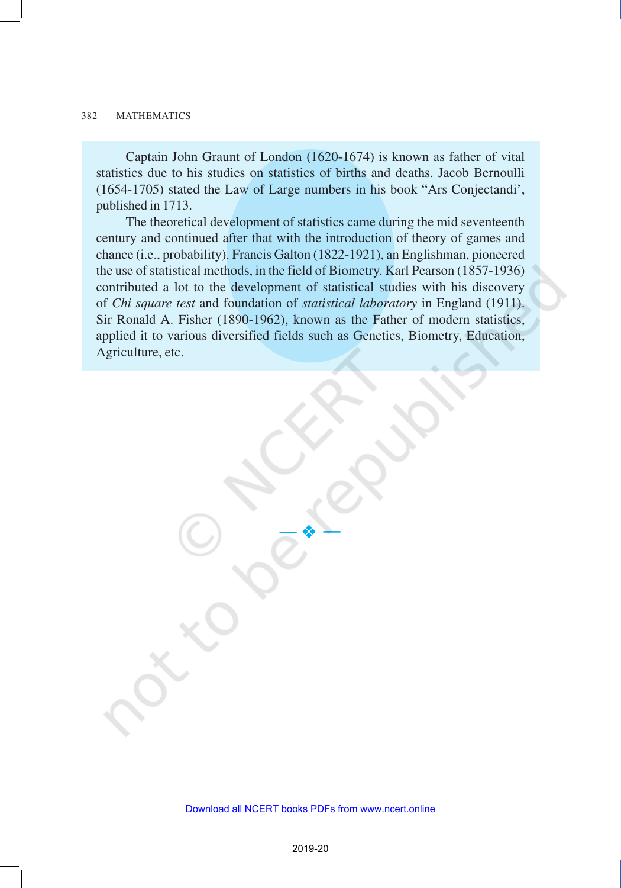Captain John Graunt of London (1620-1674) is known as father of vital statistics due to his studies on statistics of births and deaths. Jacob Bernoulli (1654-1705) stated the Law of Large numbers in his book "Ars Conjectandi', published in 1713.

The theoretical development of statistics came during the mid seventeenth century and continued after that with the introduction of theory of games and chance (i.e., probability). Francis Galton (1822-1921), an Englishman, pioneered the use of statistical methods, in the field of Biometry. Karl Pearson (1857-1936) contributed a lot to the development of statistical studies with his discovery of *Chi square test* and foundation of *statistical laboratory* in England (1911). Sir Ronald A. Fisher (1890-1962), known as the Father of modern statistics, applied it to various diversified fields such as Genetics, Biometry, Education, Agriculture, etc.

— ❖ —